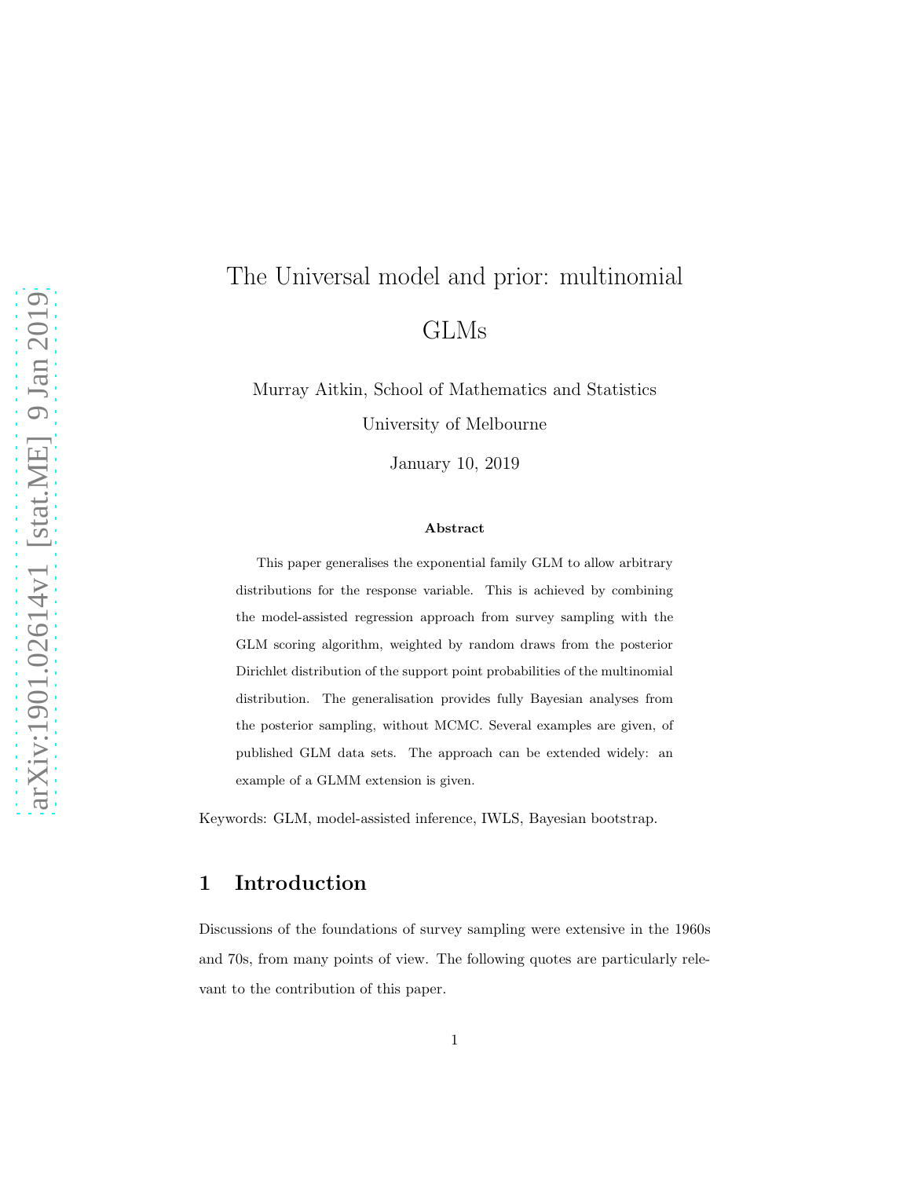# The Universal model and prior: multinomial GLMs

Murray Aitkin, School of Mathematics and Statistics

University of Melbourne

January 10, 2019

**Abstract**

This paper generalises the exponential family GLM to allow arbitrary distributions for the response variable. This is achieved by combining the model-assisted regression approach from survey sampling with the GLM scoring algorithm, weighted by random draws from the posterior Dirichlet distribution of the support point probabilities of the multinomial distribution. The generalisation provides fully Bayesian analyses from the posterior sampling, without MCMC. Several examples are given, of published GLM data sets. The approach can be extended widely: an example of a GLMM extension is given.

Keywords: GLM, model-assisted inference, IWLS, Bayesian bootstrap.

## 1 Introduction

Discussions of the foundations of survey sampling were extensive in the 1960s and 70s, from many points of view. The following quotes are particularly relevant to the contribution of this paper.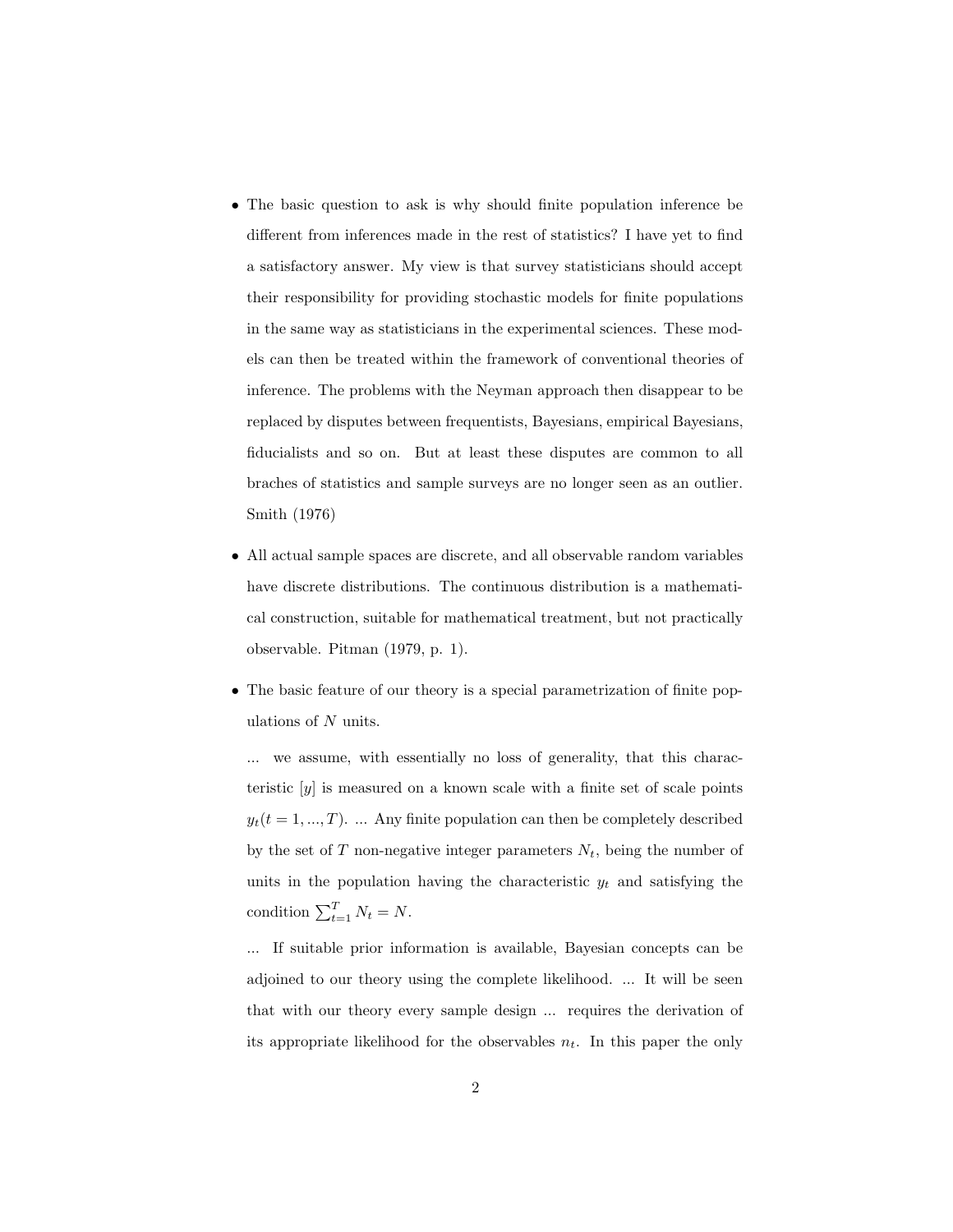- The basic question to ask is why should finite population inference be different from inferences made in the rest of statistics? I have yet to find a satisfactory answer. My view is that survey statisticians should accept their responsibility for providing stochastic models for finite populations in the same way as statisticians in the experimental sciences. These models can then be treated within the framework of conventional theories of inference. The problems with the Neyman approach then disappear to be replaced by disputes between frequentists, Bayesians, empirical Bayesians, fiducialists and so on. But at least these disputes are common to all braches of statistics and sample surveys are no longer seen as an outlier. Smith (1976)

- All actual sample spaces are discrete, and all observable random variables have discrete distributions. The continuous distribution is a mathematical construction, suitable for mathematical treatment, but not practically observable. Pitman (1979, p. 1).

- The basic feature of our theory is a special parametrization of finite populations of $N$ units.

  ... we assume, with essentially no loss of generality, that this characteristic [$y$] is measured on a known scale with a finite set of scale points $y_t(t = 1, ..., T)$. ... Any finite population can then be completely described by the set of $T$ non-negative integer parameters $N_t$, being the number of units in the population having the characteristic $y_t$ and satisfying the condition $\sum_{t=1}^{T} N_t = N$.

  ... If suitable prior information is available, Bayesian concepts can be adjoined to our theory using the complete likelihood. ... It will be seen that with our theory every sample design ... requires the derivation of its appropriate likelihood for the observables $n_t$. In this paper the only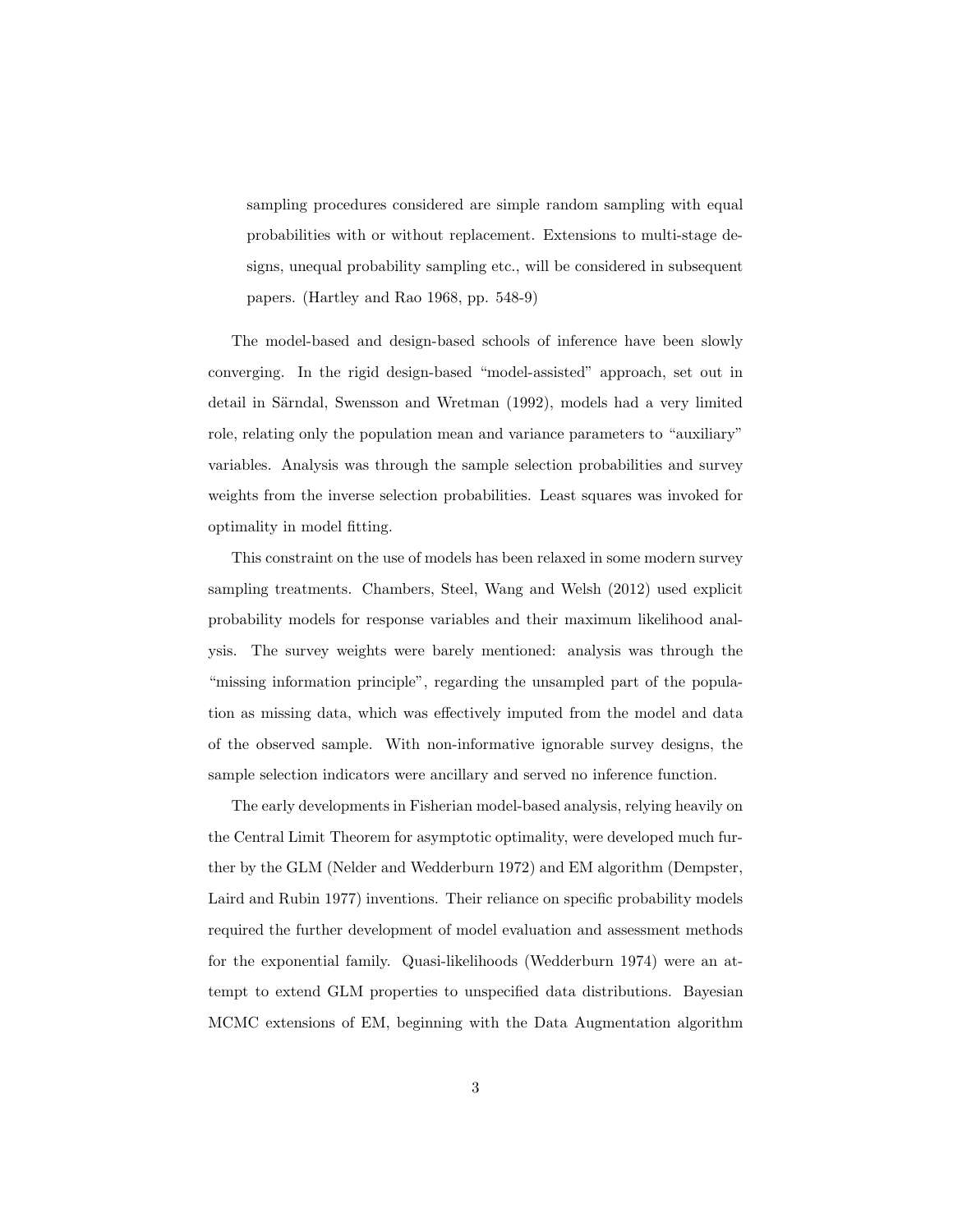> sampling procedures considered are simple random sampling with equal probabilities with or without replacement. Extensions to multi-stage designs, unequal probability sampling etc., will be considered in subsequent papers. (Hartley and Rao 1968, pp. 548-9)

The model-based and design-based schools of inference have been slowly converging. In the rigid design-based "model-assisted" approach, set out in detail in Särndal, Swensson and Wretman (1992), models had a very limited role, relating only the population mean and variance parameters to "auxiliary" variables. Analysis was through the sample selection probabilities and survey weights from the inverse selection probabilities. Least squares was invoked for optimality in model fitting.

This constraint on the use of models has been relaxed in some modern survey sampling treatments. Chambers, Steel, Wang and Welsh (2012) used explicit probability models for response variables and their maximum likelihood analysis. The survey weights were barely mentioned: analysis was through the "missing information principle", regarding the unsampled part of the population as missing data, which was effectively imputed from the model and data of the observed sample. With non-informative ignorable survey designs, the sample selection indicators were ancillary and served no inference function.

The early developments in Fisherian model-based analysis, relying heavily on the Central Limit Theorem for asymptotic optimality, were developed much further by the GLM (Nelder and Wedderburn 1972) and EM algorithm (Dempster, Laird and Rubin 1977) inventions. Their reliance on specific probability models required the further development of model evaluation and assessment methods for the exponential family. Quasi-likelihoods (Wedderburn 1974) were an attempt to extend GLM properties to unspecified data distributions. Bayesian MCMC extensions of EM, beginning with the Data Augmentation algorithm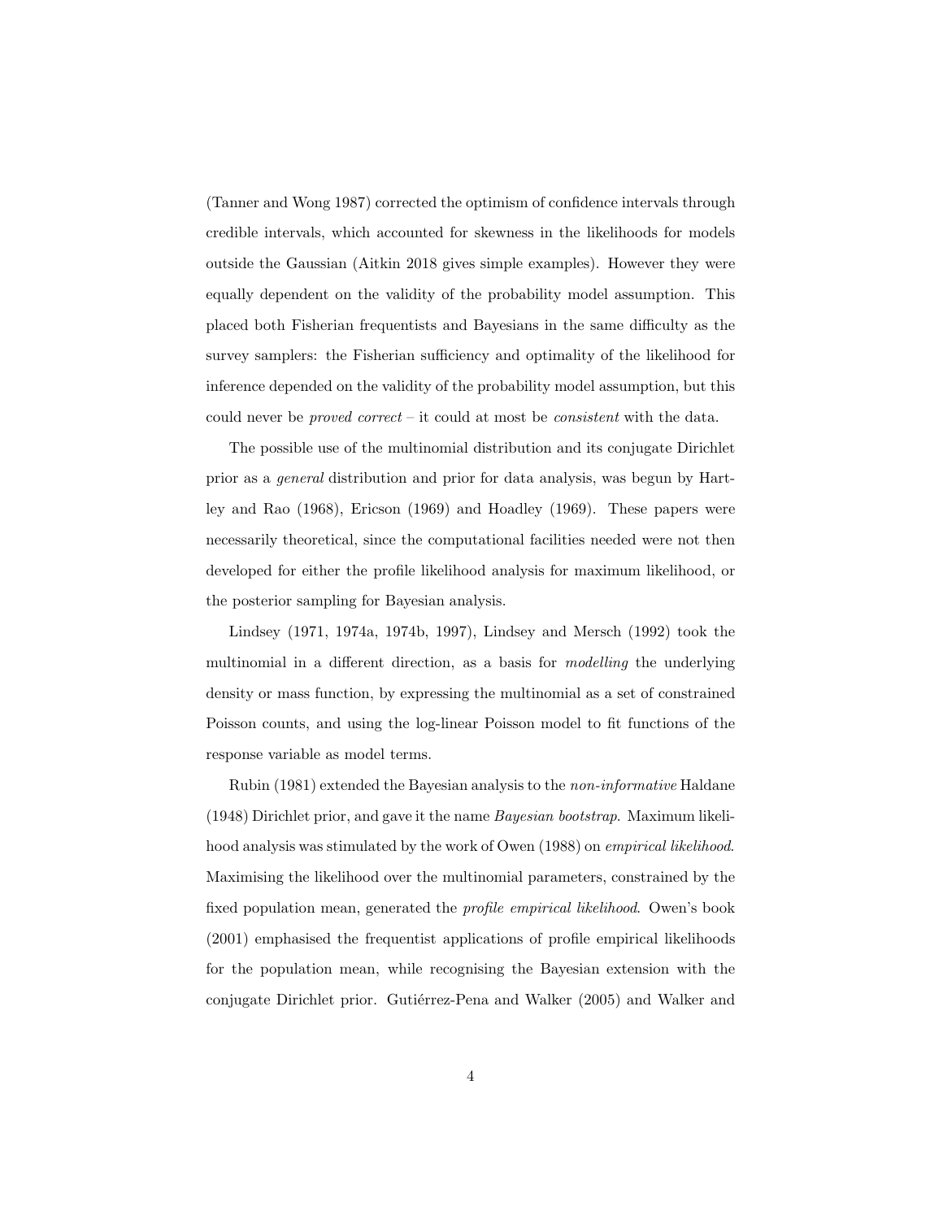(Tanner and Wong 1987) corrected the optimism of confidence intervals through credible intervals, which accounted for skewness in the likelihoods for models outside the Gaussian (Aitkin 2018 gives simple examples). However they were equally dependent on the validity of the probability model assumption. This placed both Fisherian frequentists and Bayesians in the same difficulty as the survey samplers: the Fisherian sufficiency and optimality of the likelihood for inference depended on the validity of the probability model assumption, but this could never be *proved correct* – it could at most be *consistent* with the data.

The possible use of the multinomial distribution and its conjugate Dirichlet prior as a *general* distribution and prior for data analysis, was begun by Hartley and Rao (1968), Ericson (1969) and Hoadley (1969). These papers were necessarily theoretical, since the computational facilities needed were not then developed for either the profile likelihood analysis for maximum likelihood, or the posterior sampling for Bayesian analysis.

Lindsey (1971, 1974a, 1974b, 1997), Lindsey and Mersch (1992) took the multinomial in a different direction, as a basis for *modelling* the underlying density or mass function, by expressing the multinomial as a set of constrained Poisson counts, and using the log-linear Poisson model to fit functions of the response variable as model terms.

Rubin (1981) extended the Bayesian analysis to the *non-informative* Haldane (1948) Dirichlet prior, and gave it the name *Bayesian bootstrap*. Maximum likelihood analysis was stimulated by the work of Owen (1988) on *empirical likelihood*. Maximising the likelihood over the multinomial parameters, constrained by the fixed population mean, generated the *profile empirical likelihood*. Owen's book (2001) emphasised the frequentist applications of profile empirical likelihoods for the population mean, while recognising the Bayesian extension with the conjugate Dirichlet prior. Gutiérrez-Pena and Walker (2005) and Walker and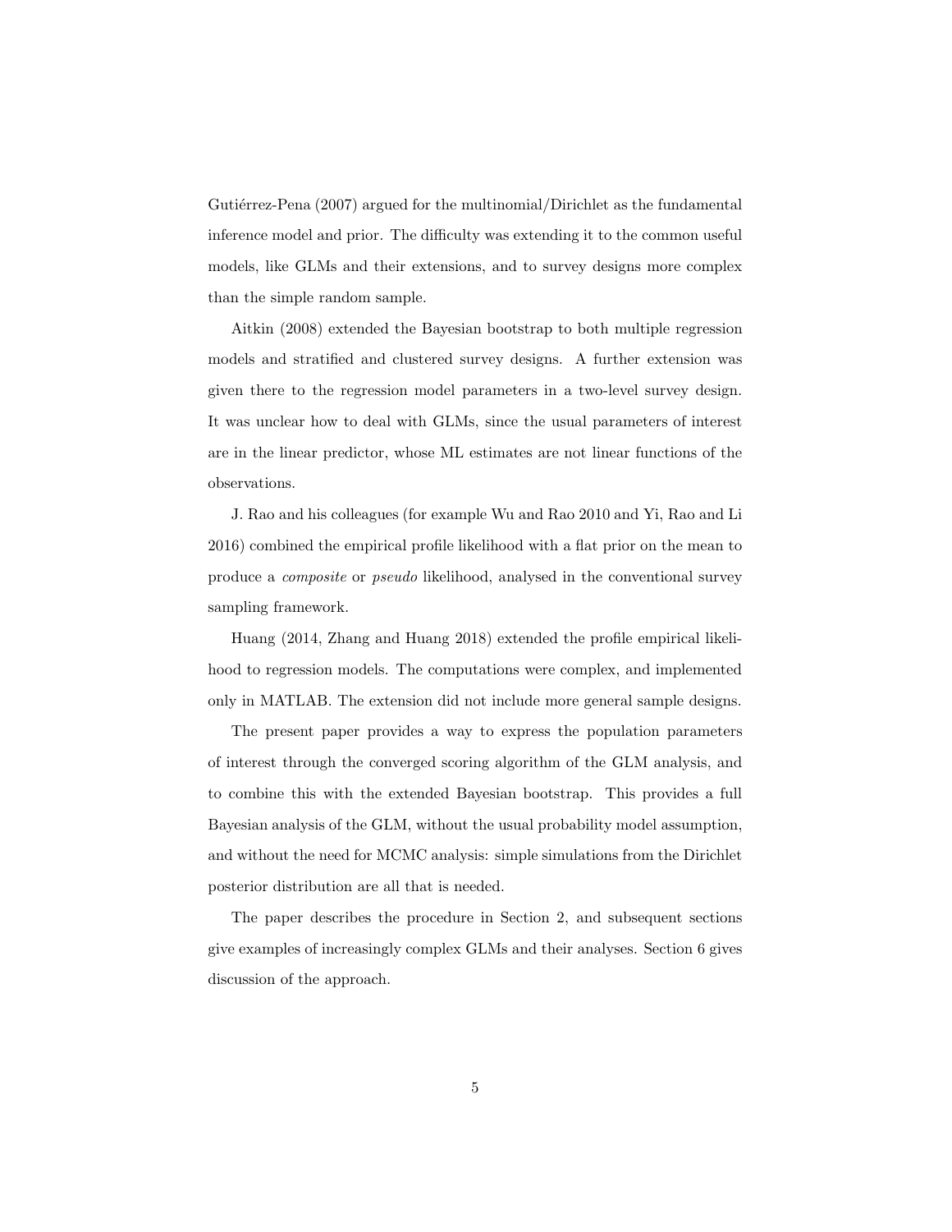Gutiérrez-Pena (2007) argued for the multinomial/Dirichlet as the fundamental inference model and prior. The difficulty was extending it to the common useful models, like GLMs and their extensions, and to survey designs more complex than the simple random sample.

Aitkin (2008) extended the Bayesian bootstrap to both multiple regression models and stratified and clustered survey designs. A further extension was given there to the regression model parameters in a two-level survey design. It was unclear how to deal with GLMs, since the usual parameters of interest are in the linear predictor, whose ML estimates are not linear functions of the observations.

J. Rao and his colleagues (for example Wu and Rao 2010 and Yi, Rao and Li 2016) combined the empirical profile likelihood with a flat prior on the mean to produce a *composite* or *pseudo* likelihood, analysed in the conventional survey sampling framework.

Huang (2014, Zhang and Huang 2018) extended the profile empirical likelihood to regression models. The computations were complex, and implemented only in MATLAB. The extension did not include more general sample designs.

The present paper provides a way to express the population parameters of interest through the converged scoring algorithm of the GLM analysis, and to combine this with the extended Bayesian bootstrap. This provides a full Bayesian analysis of the GLM, without the usual probability model assumption, and without the need for MCMC analysis: simple simulations from the Dirichlet posterior distribution are all that is needed.

The paper describes the procedure in Section 2, and subsequent sections give examples of increasingly complex GLMs and their analyses. Section 6 gives discussion of the approach.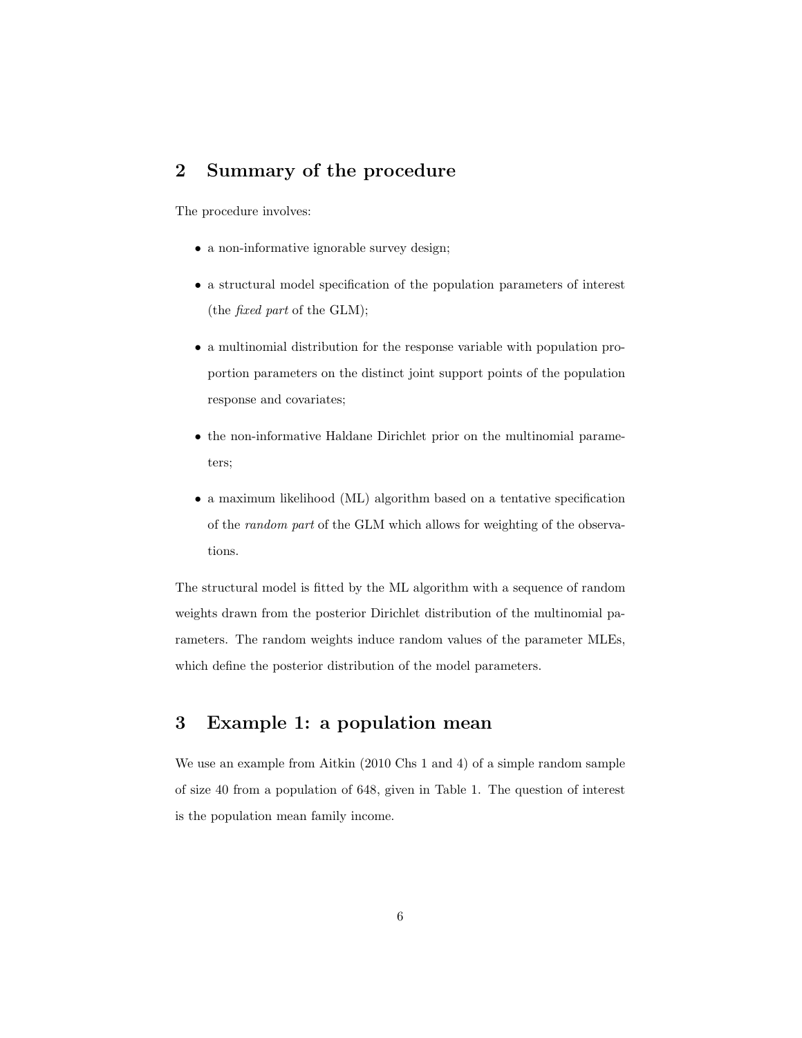## 2 Summary of the procedure

The procedure involves:

- a non-informative ignorable survey design;
- a structural model specification of the population parameters of interest (the *fixed part* of the GLM);
- a multinomial distribution for the response variable with population proportion parameters on the distinct joint support points of the population response and covariates;
- the non-informative Haldane Dirichlet prior on the multinomial parameters;
- a maximum likelihood (ML) algorithm based on a tentative specification of the *random part* of the GLM which allows for weighting of the observations.

The structural model is fitted by the ML algorithm with a sequence of random weights drawn from the posterior Dirichlet distribution of the multinomial parameters. The random weights induce random values of the parameter MLEs, which define the posterior distribution of the model parameters.

## 3 Example 1: a population mean

We use an example from Aitkin (2010 Chs 1 and 4) of a simple random sample of size 40 from a population of 648, given in Table 1. The question of interest is the population mean family income.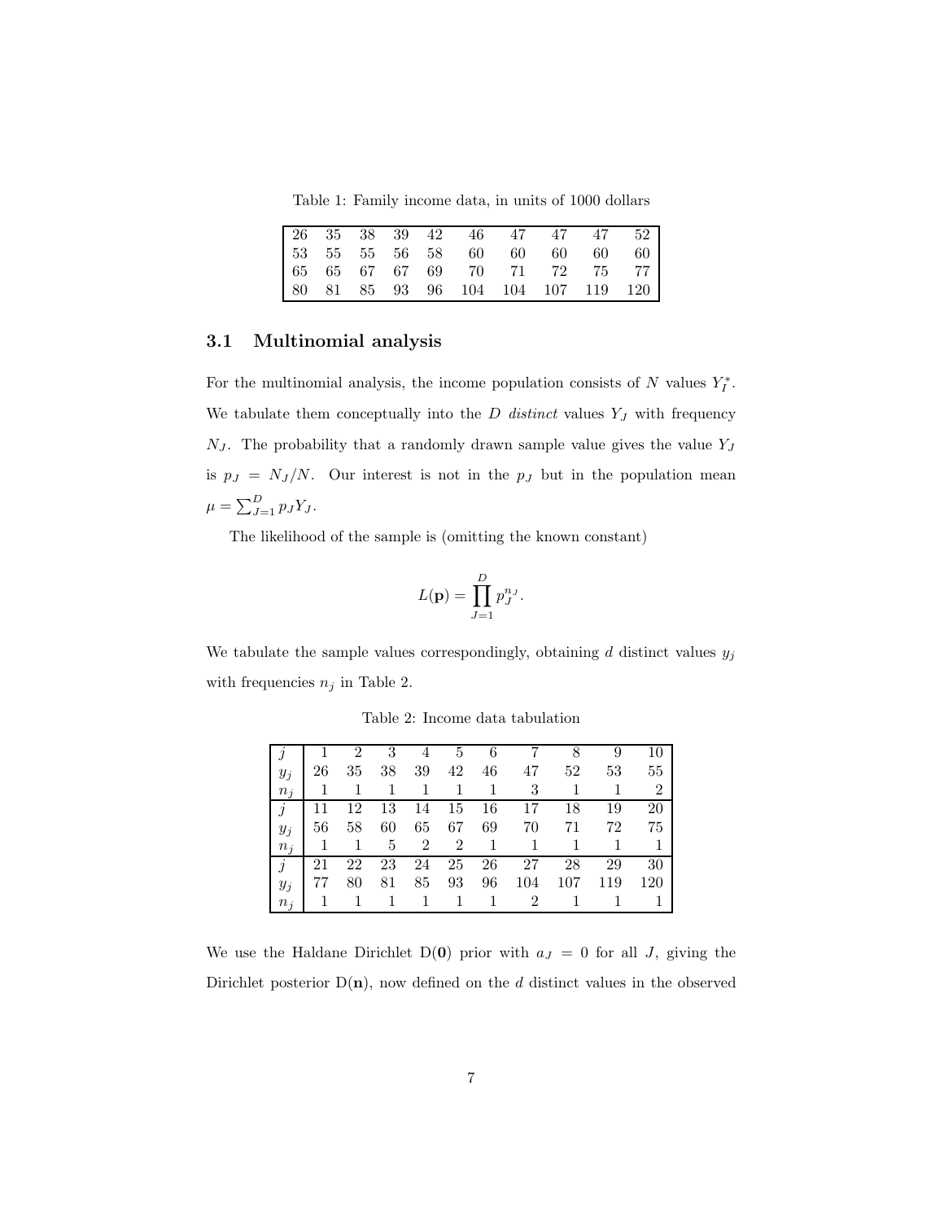Table 1: Family income data, in units of 1000 dollars

| | | | | | | | | | |
|---|---|---|---|---|---|---|---|---|---|
| 26 | 35 | 38 | 39 | 42 | 46 | 47 | 47 | 47 | 52 |
| 53 | 55 | 55 | 56 | 58 | 60 | 60 | 60 | 60 | 60 |
| 65 | 65 | 67 | 67 | 69 | 70 | 71 | 72 | 75 | 77 |
| 80 | 81 | 85 | 93 | 96 | 104 | 104 | 107 | 119 | 120 |

### 3.1 Multinomial analysis

For the multinomial analysis, the income population consists of $N$ values $Y_I^*$. We tabulate them conceptually into the $D$ *distinct* values $Y_J$ with frequency $N_J$. The probability that a randomly drawn sample value gives the value $Y_J$ is $p_J = N_J/N$. Our interest is not in the $p_J$ but in the population mean $\mu = \sum_{J=1}^{D} p_J Y_J$.

The likelihood of the sample is (omitting the known constant)

$$L(\mathbf{p}) = \prod_{J=1}^{D} p_J^{n_J}.$$

We tabulate the sample values correspondingly, obtaining $d$ distinct values $y_j$ with frequencies $n_j$ in Table 2.

Table 2: Income data tabulation

| $j$ | 1 | 2 | 3 | 4 | 5 | 6 | 7 | 8 | 9 | 10 |
|---|---|---|---|---|---|---|---|---|---|---|
| $y_j$ | 26 | 35 | 38 | 39 | 42 | 46 | 47 | 52 | 53 | 55 |
| $n_j$ | 1 | 1 | 1 | 1 | 1 | 1 | 3 | 1 | 1 | 2 |
| $j$ | 11 | 12 | 13 | 14 | 15 | 16 | 17 | 18 | 19 | 20 |
| $y_j$ | 56 | 58 | 60 | 65 | 67 | 69 | 70 | 71 | 72 | 75 |
| $n_j$ | 1 | 1 | 5 | 2 | 2 | 1 | 1 | 1 | 1 | 1 |
| $j$ | 21 | 22 | 23 | 24 | 25 | 26 | 27 | 28 | 29 | 30 |
| $y_j$ | 77 | 80 | 81 | 85 | 93 | 96 | 104 | 107 | 119 | 120 |
| $n_j$ | 1 | 1 | 1 | 1 | 1 | 1 | 2 | 1 | 1 | 1 |

We use the Haldane Dirichlet D($\mathbf{0}$) prior with $a_J = 0$ for all $J$, giving the Dirichlet posterior D($\mathbf{n}$), now defined on the $d$ distinct values in the observed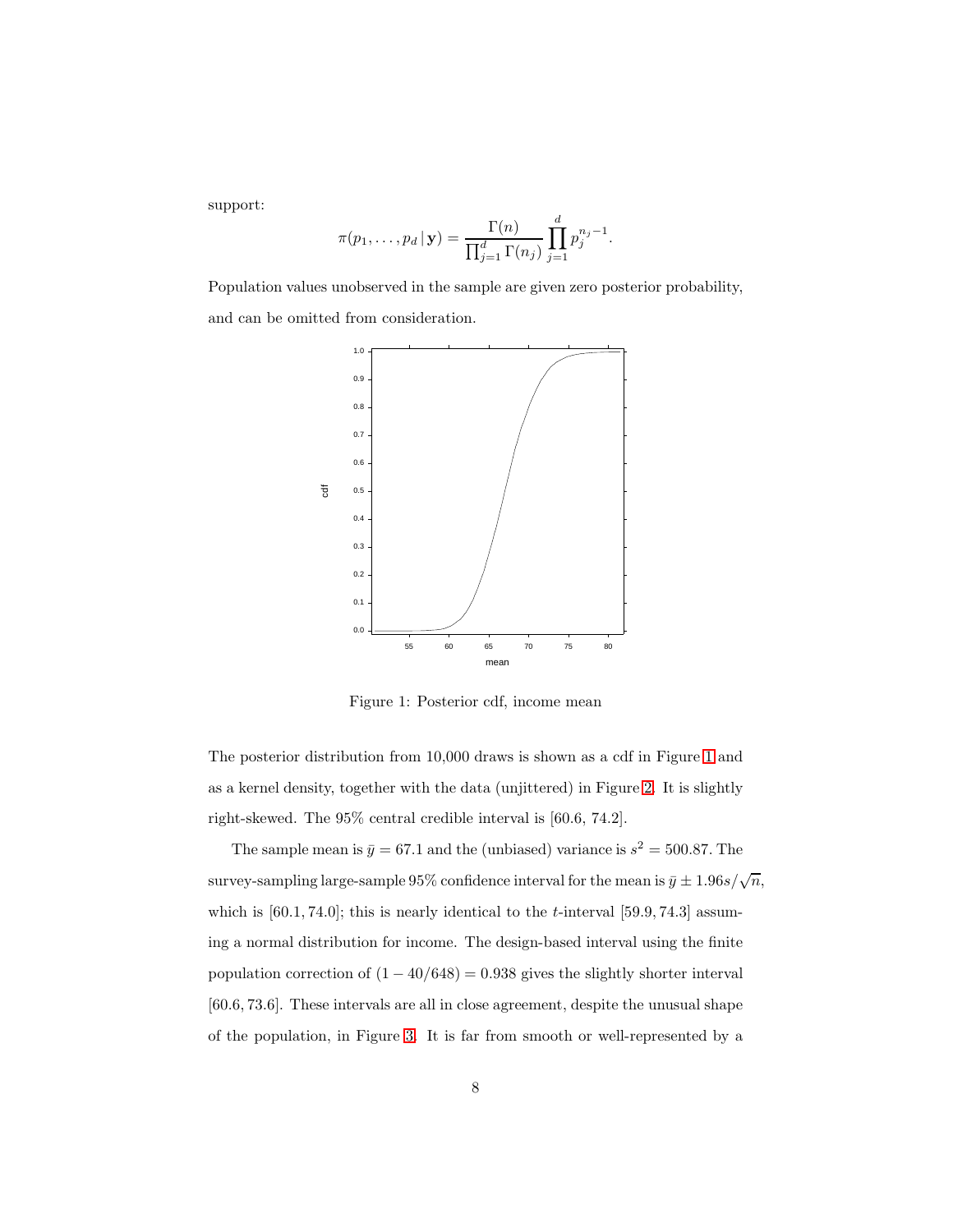support:

$$\pi(p_1, \ldots, p_d \,|\, \mathbf{y}) = \frac{\Gamma(n)}{\prod_{j=1}^{d} \Gamma(n_j)} \prod_{j=1}^{d} p_j^{n_j - 1}.$$

Population values unobserved in the sample are given zero posterior probability, and can be omitted from consideration.

Figure 1: Posterior cdf, income mean

The posterior distribution from 10,000 draws is shown as a cdf in Figure 1 and as a kernel density, together with the data (unjittered) in Figure 2. It is slightly right-skewed. The 95% central credible interval is [60.6, 74.2].

The sample mean is $\bar{y} = 67.1$ and the (unbiased) variance is $s^2 = 500.87$. The survey-sampling large-sample 95% confidence interval for the mean is $\bar{y} \pm 1.96s/\sqrt{n}$, which is $[60.1, 74.0]$; this is nearly identical to the $t$-interval $[59.9, 74.3]$ assuming a normal distribution for income. The design-based interval using the finite population correction of $(1 - 40/648) = 0.938$ gives the slightly shorter interval $[60.6, 73.6]$. These intervals are all in close agreement, despite the unusual shape of the population, in Figure 3. It is far from smooth or well-represented by a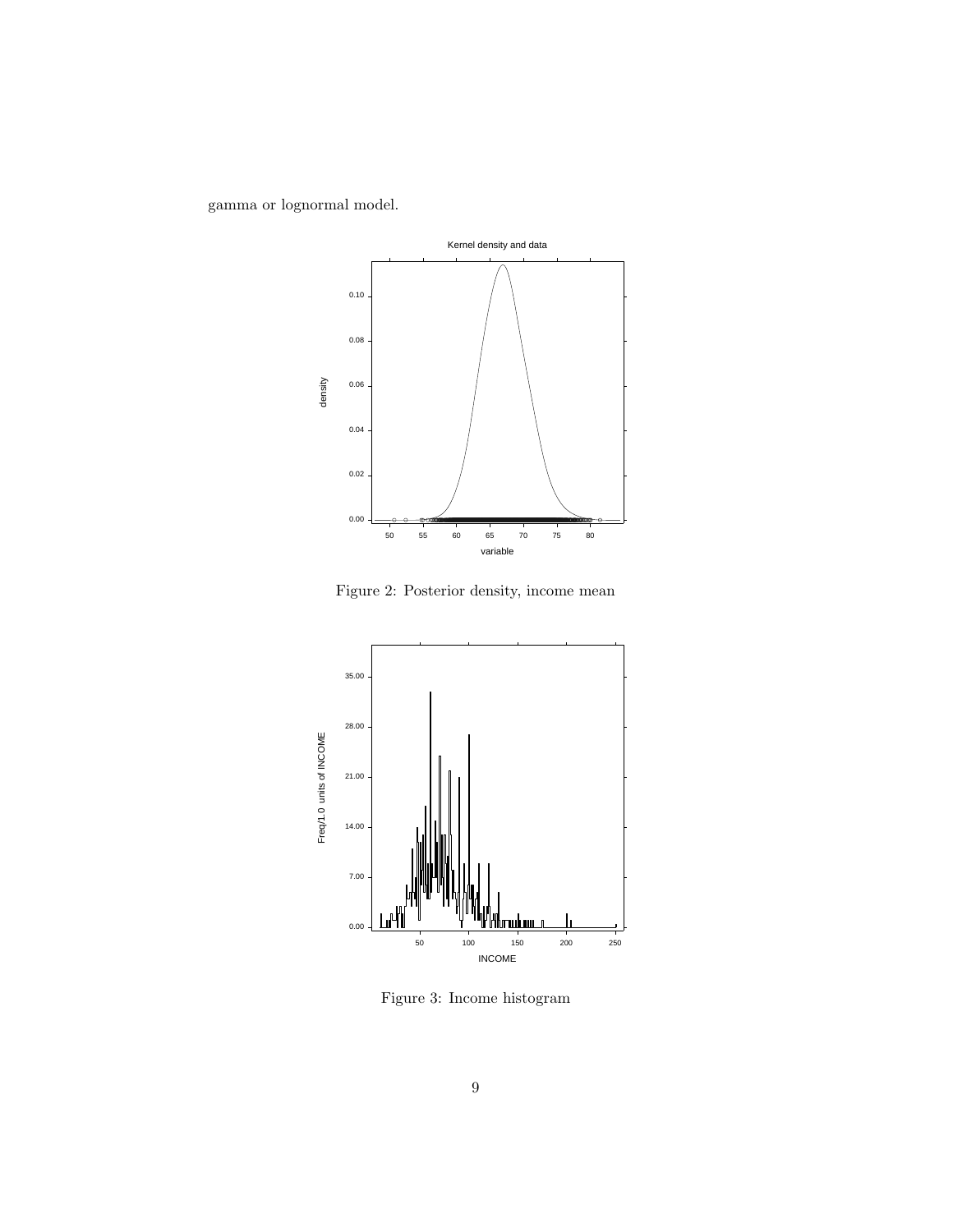gamma or lognormal model.

Figure 2: Posterior density, income mean

Figure 3: Income histogram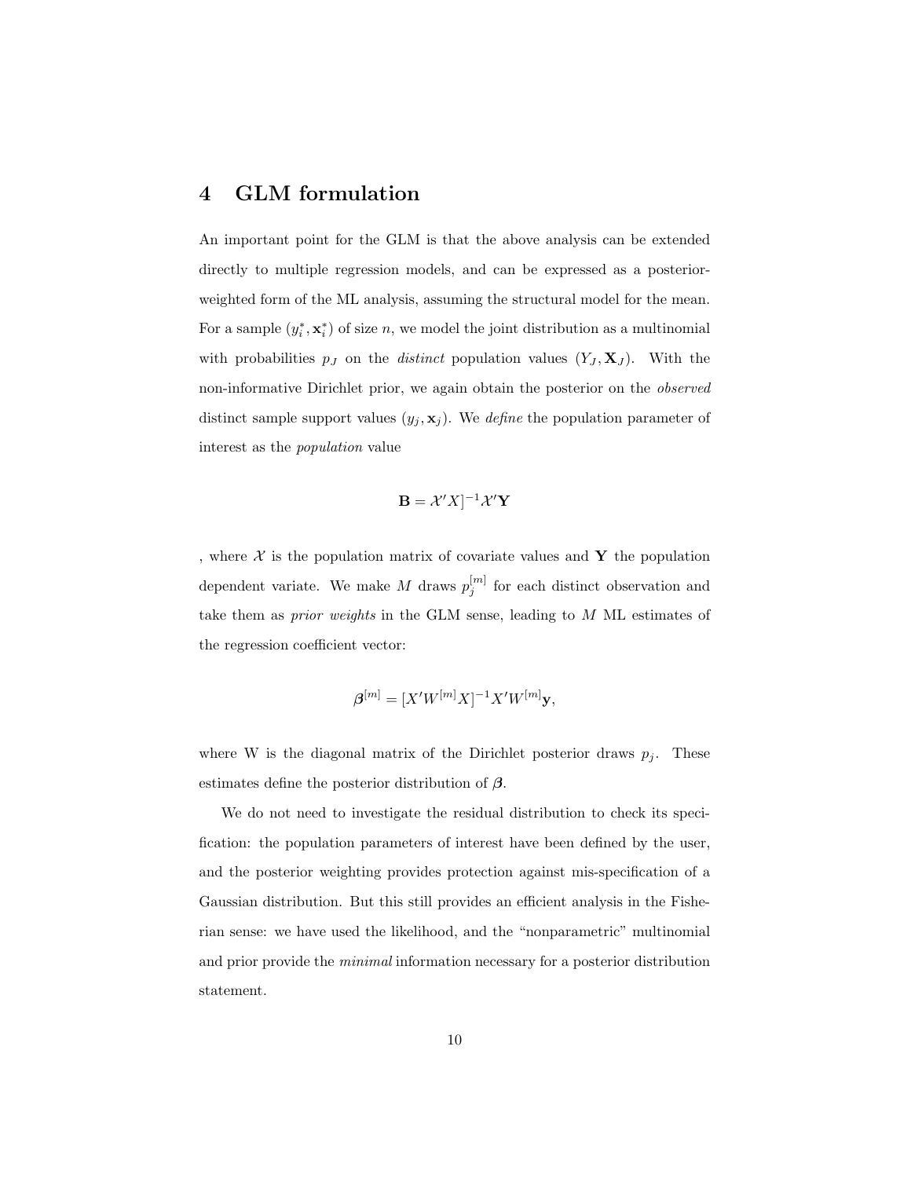# 4 GLM formulation

An important point for the GLM is that the above analysis can be extended directly to multiple regression models, and can be expressed as a posterior-weighted form of the ML analysis, assuming the structural model for the mean. For a sample $(y_i^*, \mathbf{x}_i^*)$ of size $n$, we model the joint distribution as a multinomial with probabilities $p_J$ on the *distinct* population values $(Y_J, \mathbf{X}_J)$. With the non-informative Dirichlet prior, we again obtain the posterior on the *observed* distinct sample support values $(y_j, \mathbf{x}_j)$. We *define* the population parameter of interest as the *population* value

$$\mathbf{B} = \mathcal{X}'X]^{-1}\mathcal{X}'\mathbf{Y}$$

, where $\mathcal{X}$ is the population matrix of covariate values and $\mathbf{Y}$ the population dependent variate. We make $M$ draws $p_j^{[m]}$ for each distinct observation and take them as *prior weights* in the GLM sense, leading to $M$ ML estimates of the regression coefficient vector:

$$\boldsymbol{\beta}^{[m]} = [X'W^{[m]}X]^{-1}X'W^{[m]}\mathbf{y},$$

where W is the diagonal matrix of the Dirichlet posterior draws $p_j$. These estimates define the posterior distribution of $\boldsymbol{\beta}$.

We do not need to investigate the residual distribution to check its specification: the population parameters of interest have been defined by the user, and the posterior weighting provides protection against mis-specification of a Gaussian distribution. But this still provides an efficient analysis in the Fisherian sense: we have used the likelihood, and the "nonparametric" multinomial and prior provide the *minimal* information necessary for a posterior distribution statement.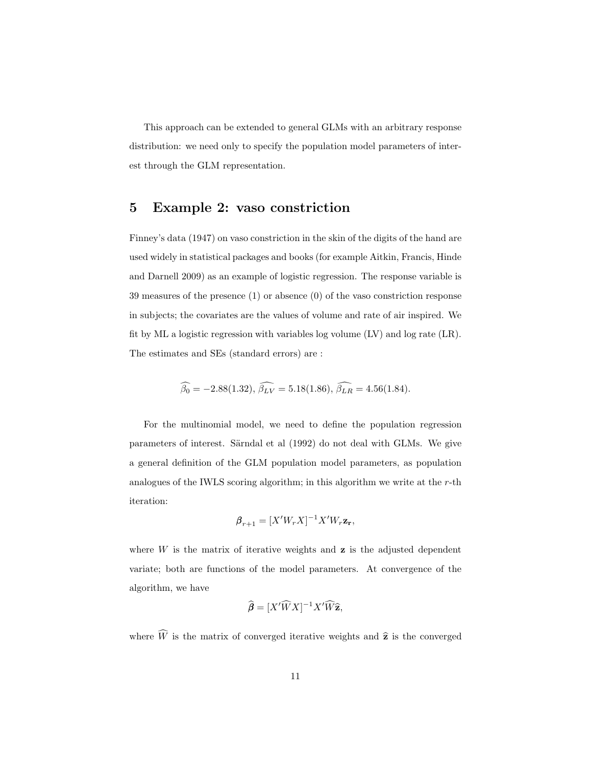This approach can be extended to general GLMs with an arbitrary response distribution: we need only to specify the population model parameters of interest through the GLM representation.

# 5 Example 2: vaso constriction

Finney's data (1947) on vaso constriction in the skin of the digits of the hand are used widely in statistical packages and books (for example Aitkin, Francis, Hinde and Darnell 2009) as an example of logistic regression. The response variable is 39 measures of the presence (1) or absence (0) of the vaso constriction response in subjects; the covariates are the values of volume and rate of air inspired. We fit by ML a logistic regression with variables log volume (LV) and log rate (LR). The estimates and SEs (standard errors) are :

$$\widehat{\beta_0} = -2.88(1.32),\ \widehat{\beta_{LV}} = 5.18(1.86),\ \widehat{\beta_{LR}} = 4.56(1.84).$$

For the multinomial model, we need to define the population regression parameters of interest. Särndal et al (1992) do not deal with GLMs. We give a general definition of the GLM population model parameters, as population analogues of the IWLS scoring algorithm; in this algorithm we write at the $r$-th iteration:

$$\boldsymbol{\beta}_{r+1} = [X'W_rX]^{-1}X'W_r\mathbf{z_r},$$

where $W$ is the matrix of iterative weights and $\mathbf{z}$ is the adjusted dependent variate; both are functions of the model parameters. At convergence of the algorithm, we have

$$\widehat{\boldsymbol{\beta}} = [X'\widehat{W}X]^{-1}X'\widehat{W}\widehat{\mathbf{z}},$$

where $\widehat{W}$ is the matrix of converged iterative weights and $\widehat{\mathbf{z}}$ is the converged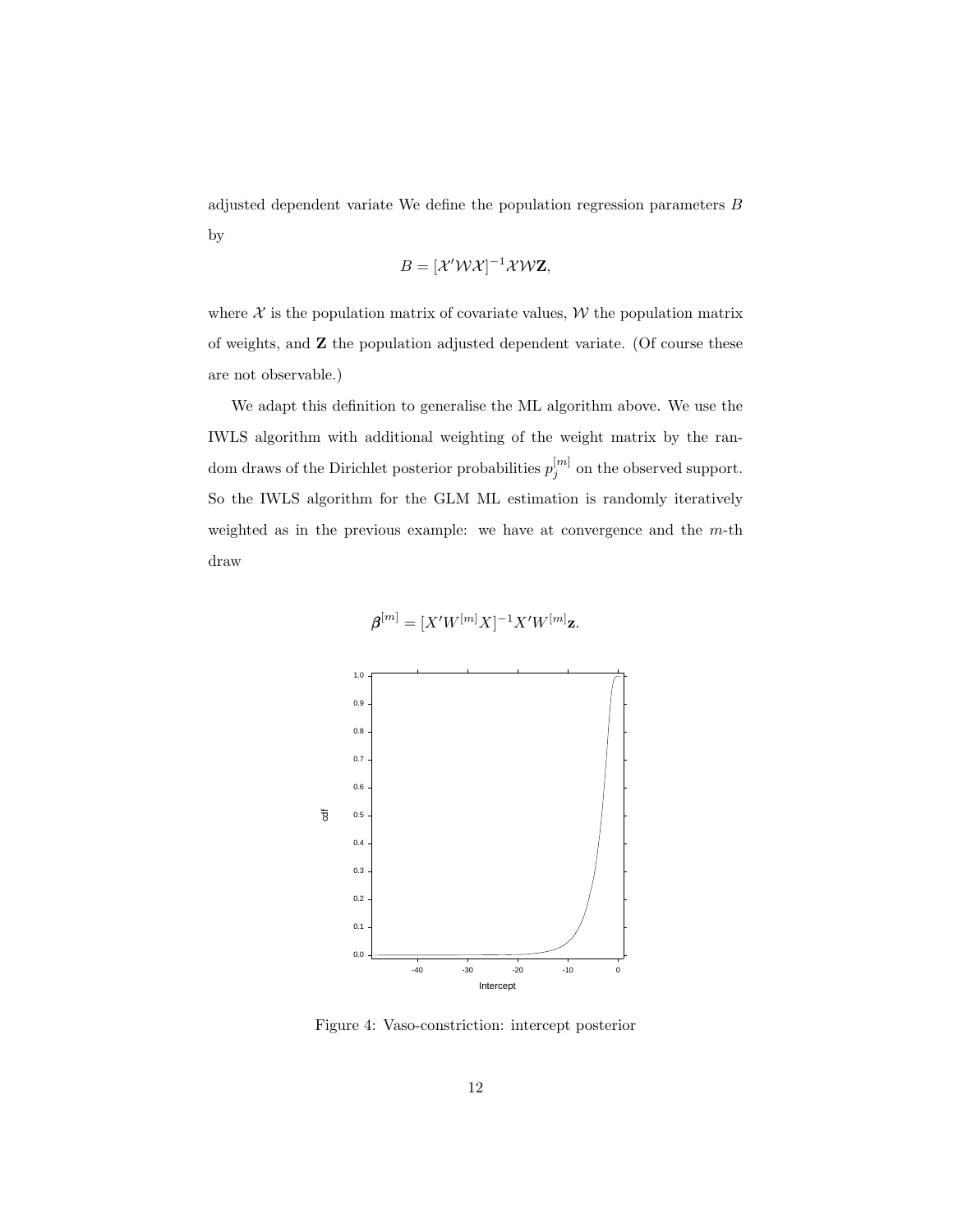adjusted dependent variate We define the population regression parameters $B$ by

$$B = [\mathcal{X}'\mathcal{W}\mathcal{X}]^{-1}\mathcal{X}\mathcal{W}\mathbf{Z},$$

where $\mathcal{X}$ is the population matrix of covariate values, $\mathcal{W}$ the population matrix of weights, and $\mathbf{Z}$ the population adjusted dependent variate. (Of course these are not observable.)

We adapt this definition to generalise the ML algorithm above. We use the IWLS algorithm with additional weighting of the weight matrix by the random draws of the Dirichlet posterior probabilities $p_j^{[m]}$ on the observed support. So the IWLS algorithm for the GLM ML estimation is randomly iteratively weighted as in the previous example: we have at convergence and the $m$-th draw

$$\boldsymbol{\beta}^{[m]} = [X'W^{[m]}X]^{-1}X'W^{[m]}\mathbf{z}.$$

Figure 4: Vaso-constriction: intercept posterior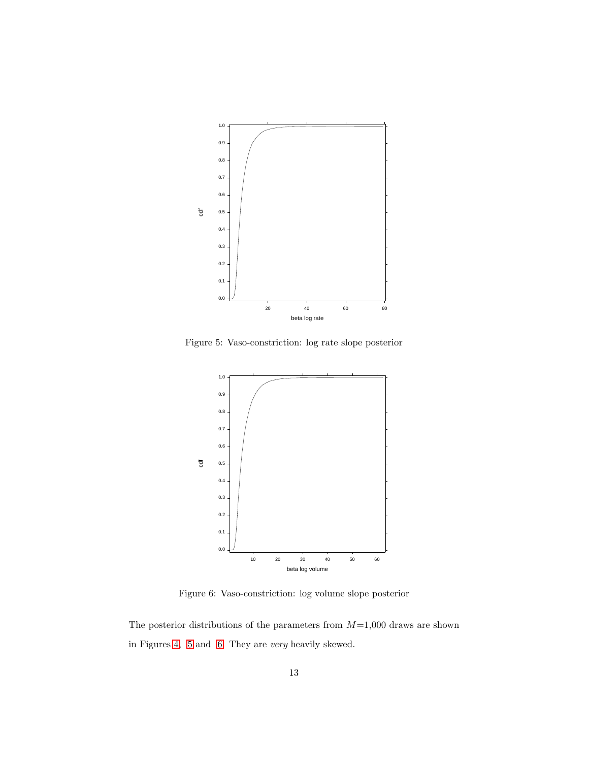Figure 5: Vaso-constriction: log rate slope posterior

Figure 6: Vaso-constriction: log volume slope posterior

The posterior distributions of the parameters from $M$=1,000 draws are shown in Figures 4, 5 and 6. They are *very* heavily skewed.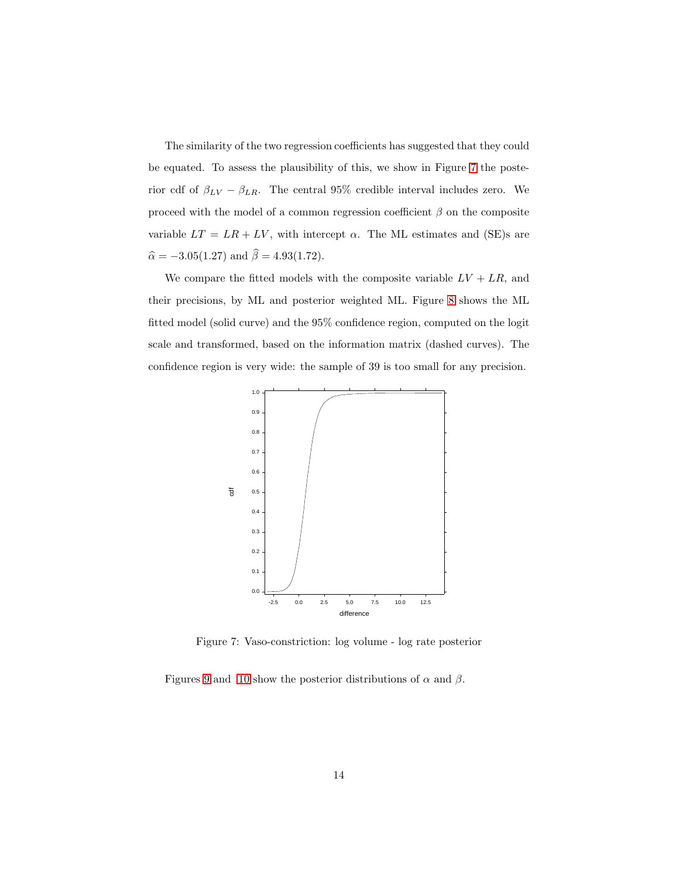The similarity of the two regression coefficients has suggested that they could be equated. To assess the plausibility of this, we show in Figure 7 the posterior cdf of $\beta_{LV} - \beta_{LR}$. The central 95% credible interval includes zero. We proceed with the model of a common regression coefficient $\beta$ on the composite variable $LT = LR + LV$, with intercept $\alpha$. The ML estimates and (SE)s are $\widehat{\alpha} = -3.05(1.27)$ and $\widehat{\beta} = 4.93(1.72)$.

We compare the fitted models with the composite variable $LV + LR$, and their precisions, by ML and posterior weighted ML. Figure 8 shows the ML fitted model (solid curve) and the 95% confidence region, computed on the logit scale and transformed, based on the information matrix (dashed curves). The confidence region is very wide: the sample of 39 is too small for any precision.

Figure 7: Vaso-constriction: log volume - log rate posterior

Figures 9 and 10 show the posterior distributions of $\alpha$ and $\beta$.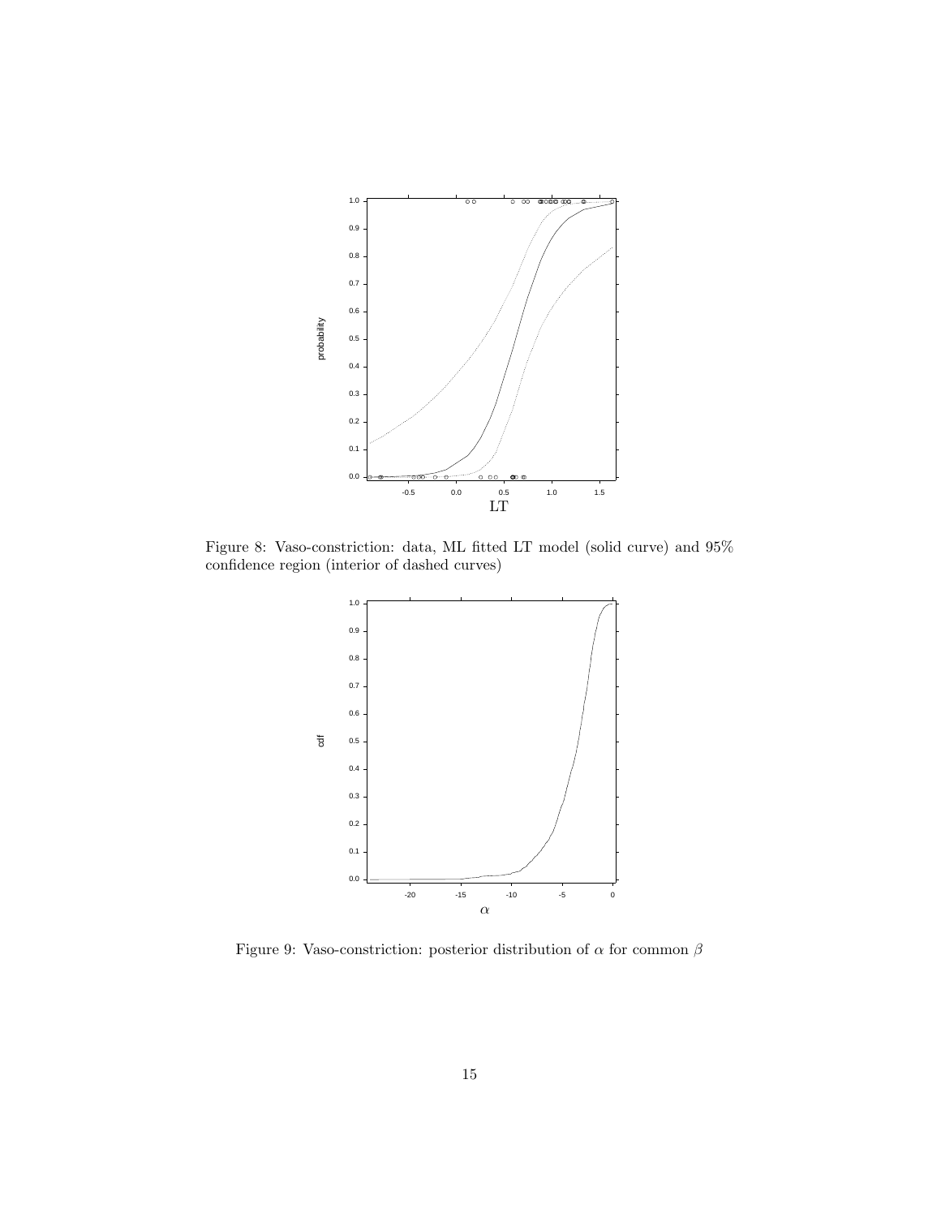Figure 8: Vaso-constriction: data, ML fitted LT model (solid curve) and 95% confidence region (interior of dashed curves)

Figure 9: Vaso-constriction: posterior distribution of $\alpha$ for common $\beta$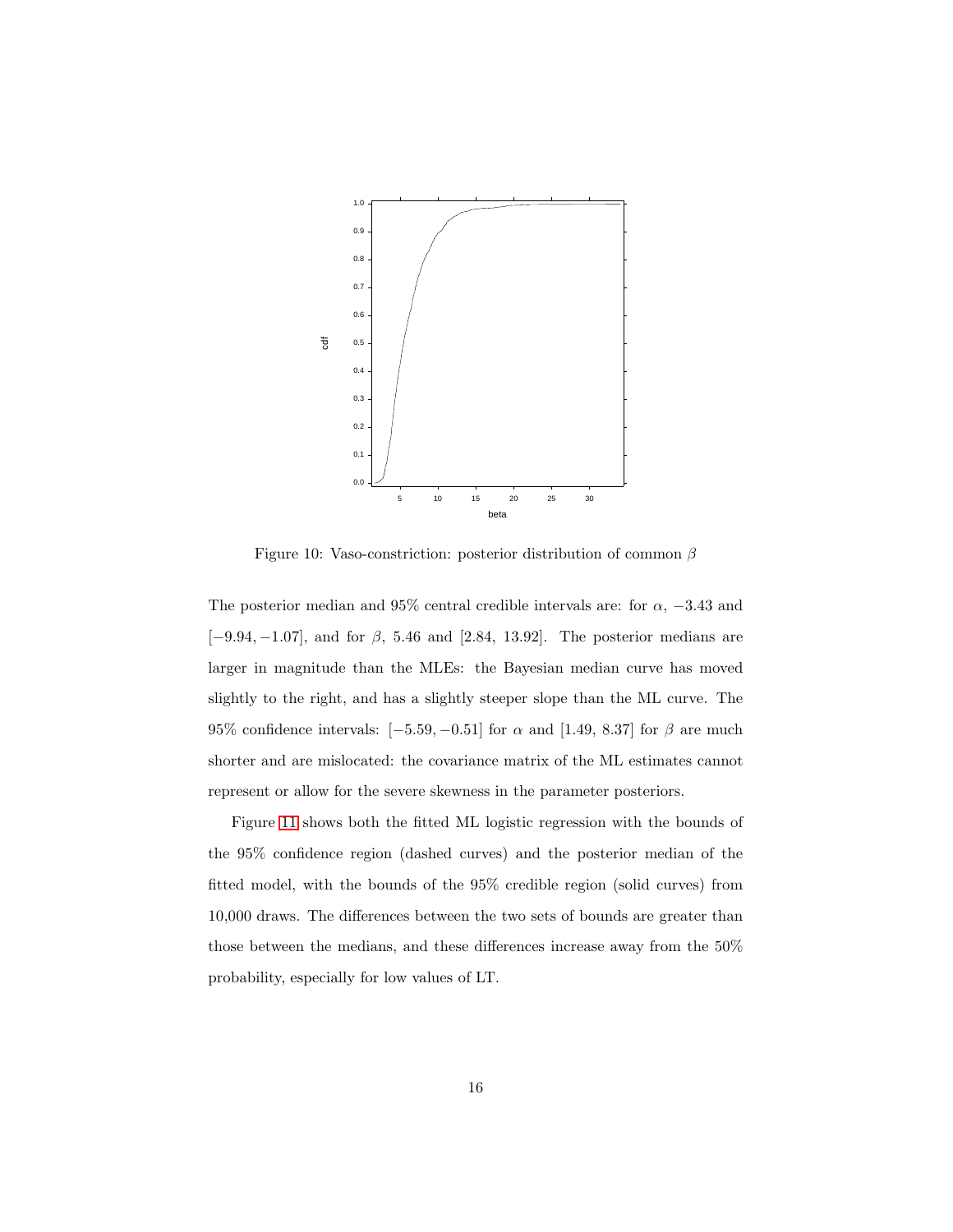Figure 10: Vaso-constriction: posterior distribution of common $\beta$

The posterior median and 95% central credible intervals are: for $\alpha$, $-3.43$ and $[-9.94, -1.07]$, and for $\beta$, 5.46 and [2.84, 13.92]. The posterior medians are larger in magnitude than the MLEs: the Bayesian median curve has moved slightly to the right, and has a slightly steeper slope than the ML curve. The 95% confidence intervals: $[-5.59, -0.51]$ for $\alpha$ and [1.49, 8.37] for $\beta$ are much shorter and are mislocated: the covariance matrix of the ML estimates cannot represent or allow for the severe skewness in the parameter posteriors.

Figure 11 shows both the fitted ML logistic regression with the bounds of the 95% confidence region (dashed curves) and the posterior median of the fitted model, with the bounds of the 95% credible region (solid curves) from 10,000 draws. The differences between the two sets of bounds are greater than those between the medians, and these differences increase away from the 50% probability, especially for low values of LT.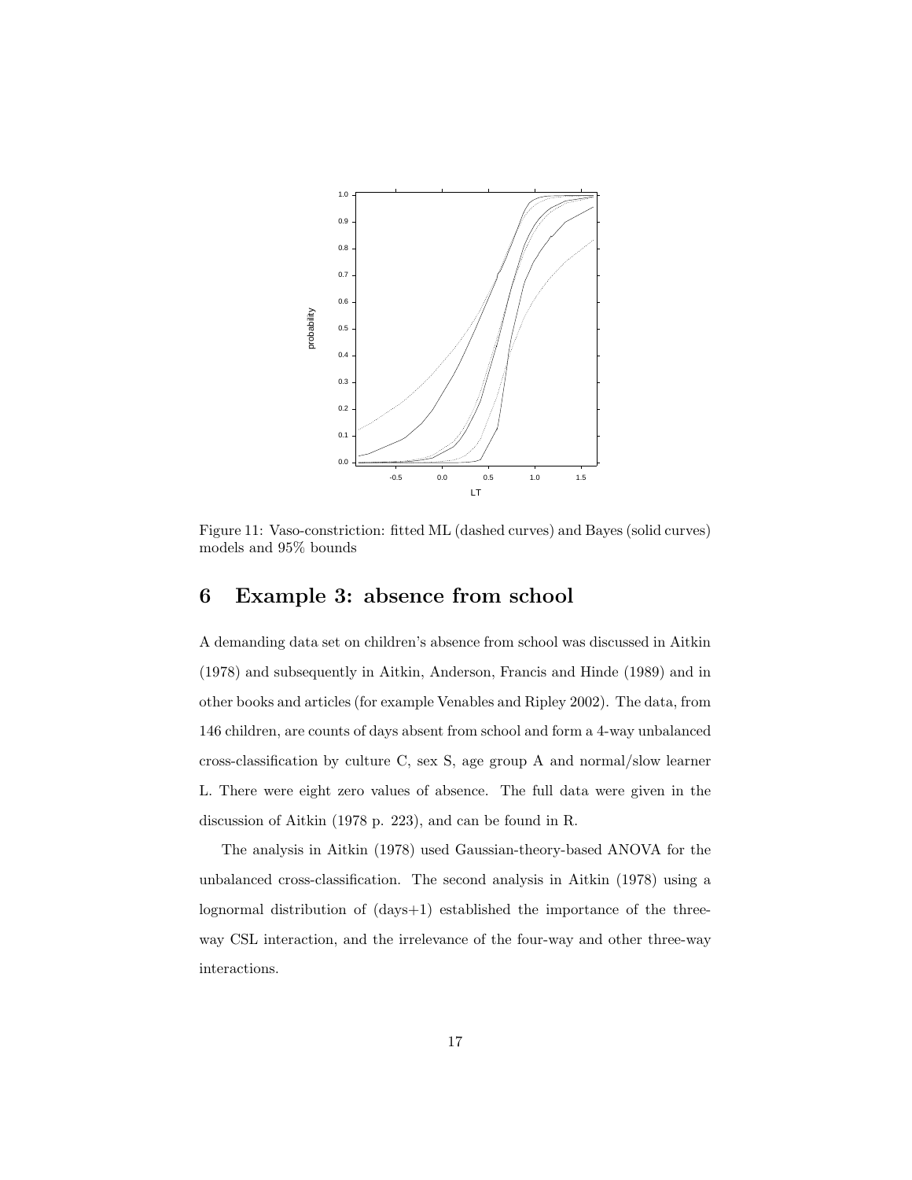Figure 11: Vaso-constriction: fitted ML (dashed curves) and Bayes (solid curves) models and 95% bounds

## 6 Example 3: absence from school

A demanding data set on children's absence from school was discussed in Aitkin (1978) and subsequently in Aitkin, Anderson, Francis and Hinde (1989) and in other books and articles (for example Venables and Ripley 2002). The data, from 146 children, are counts of days absent from school and form a 4-way unbalanced cross-classification by culture C, sex S, age group A and normal/slow learner L. There were eight zero values of absence. The full data were given in the discussion of Aitkin (1978 p. 223), and can be found in R.

The analysis in Aitkin (1978) used Gaussian-theory-based ANOVA for the unbalanced cross-classification. The second analysis in Aitkin (1978) using a lognormal distribution of (days+1) established the importance of the three-way CSL interaction, and the irrelevance of the four-way and other three-way interactions.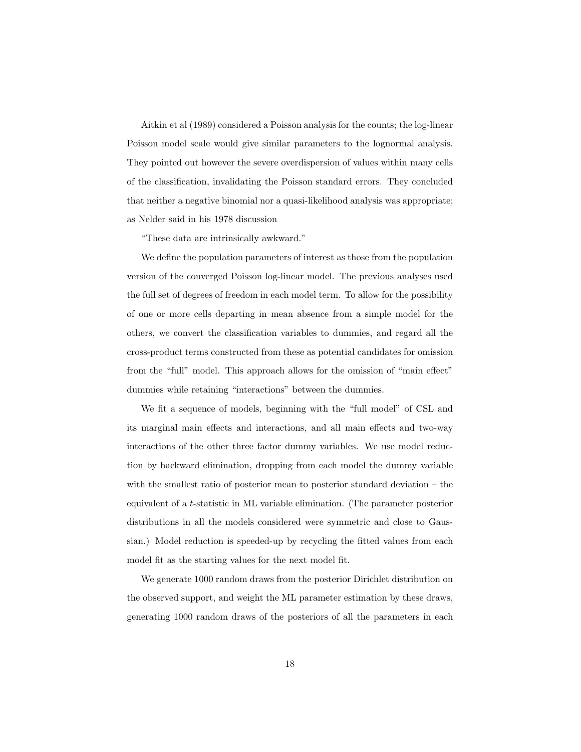Aitkin et al (1989) considered a Poisson analysis for the counts; the log-linear Poisson model scale would give similar parameters to the lognormal analysis. They pointed out however the severe overdispersion of values within many cells of the classification, invalidating the Poisson standard errors. They concluded that neither a negative binomial nor a quasi-likelihood analysis was appropriate; as Nelder said in his 1978 discussion

"These data are intrinsically awkward."

We define the population parameters of interest as those from the population version of the converged Poisson log-linear model. The previous analyses used the full set of degrees of freedom in each model term. To allow for the possibility of one or more cells departing in mean absence from a simple model for the others, we convert the classification variables to dummies, and regard all the cross-product terms constructed from these as potential candidates for omission from the "full" model. This approach allows for the omission of "main effect" dummies while retaining "interactions" between the dummies.

We fit a sequence of models, beginning with the "full model" of CSL and its marginal main effects and interactions, and all main effects and two-way interactions of the other three factor dummy variables. We use model reduction by backward elimination, dropping from each model the dummy variable with the smallest ratio of posterior mean to posterior standard deviation – the equivalent of a $t$-statistic in ML variable elimination. (The parameter posterior distributions in all the models considered were symmetric and close to Gaussian.) Model reduction is speeded-up by recycling the fitted values from each model fit as the starting values for the next model fit.

We generate 1000 random draws from the posterior Dirichlet distribution on the observed support, and weight the ML parameter estimation by these draws, generating 1000 random draws of the posteriors of all the parameters in each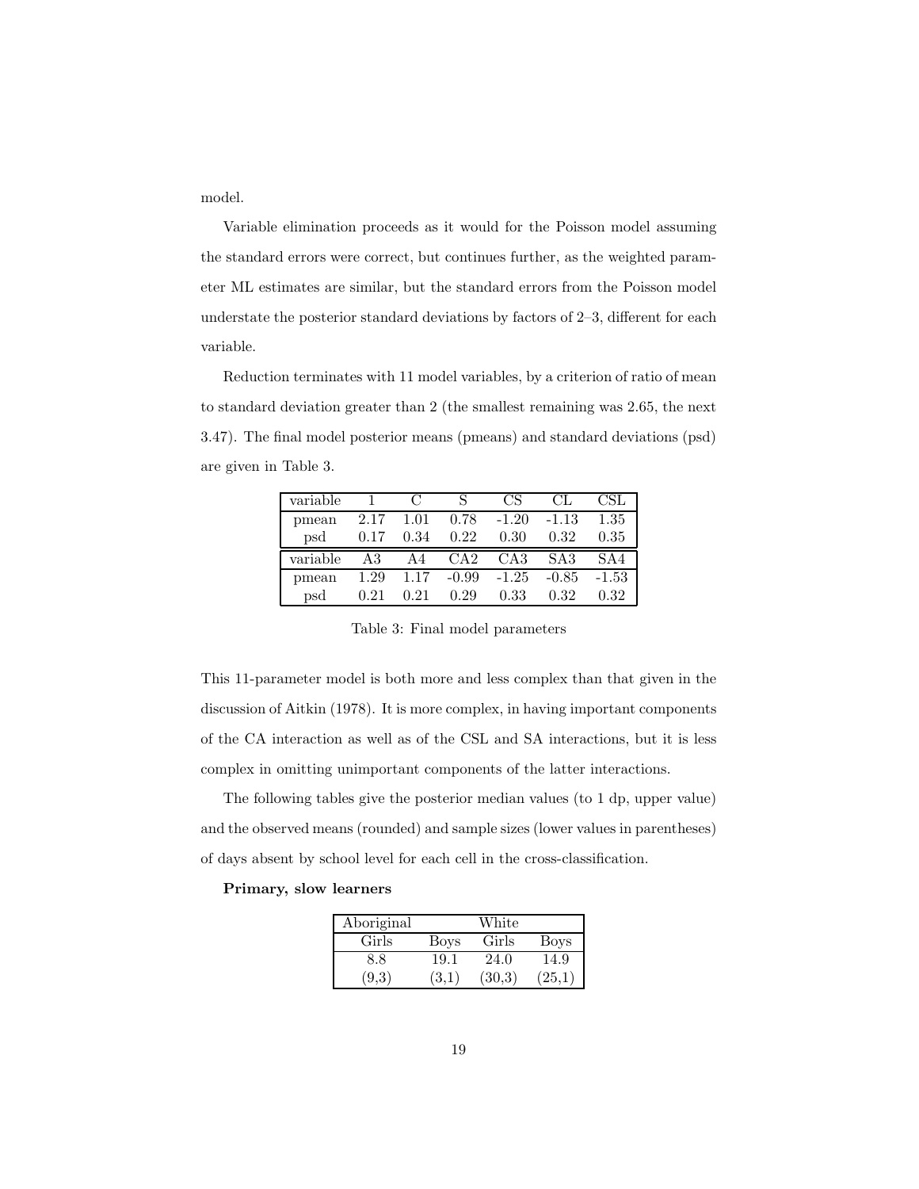model.

Variable elimination proceeds as it would for the Poisson model assuming the standard errors were correct, but continues further, as the weighted parameter ML estimates are similar, but the standard errors from the Poisson model understate the posterior standard deviations by factors of 2–3, different for each variable.

Reduction terminates with 11 model variables, by a criterion of ratio of mean to standard deviation greater than 2 (the smallest remaining was 2.65, the next 3.47). The final model posterior means (pmeans) and standard deviations (psd) are given in Table 3.

| variable | 1 | C | S | CS | CL | CSL |
|---|---|---|---|---|---|---|
| pmean | 2.17 | 1.01 | 0.78 | -1.20 | -1.13 | 1.35 |
| psd | 0.17 | 0.34 | 0.22 | 0.30 | 0.32 | 0.35 |
| **variable** | **A3** | **A4** | **CA2** | **CA3** | **SA3** | **SA4** |
| pmean | 1.29 | 1.17 | -0.99 | -1.25 | -0.85 | -1.53 |
| psd | 0.21 | 0.21 | 0.29 | 0.33 | 0.32 | 0.32 |

Table 3: Final model parameters

This 11-parameter model is both more and less complex than that given in the discussion of Aitkin (1978). It is more complex, in having important components of the CA interaction as well as of the CSL and SA interactions, but it is less complex in omitting unimportant components of the latter interactions.

The following tables give the posterior median values (to 1 dp, upper value) and the observed means (rounded) and sample sizes (lower values in parentheses) of days absent by school level for each cell in the cross-classification.

**Primary, slow learners**

| Aboriginal | | White | |
|---|---|---|---|
| Girls | Boys | Girls | Boys |
| 8.8 | 19.1 | 24.0 | 14.9 |
| (9,3) | (3,1) | (30,3) | (25,1) |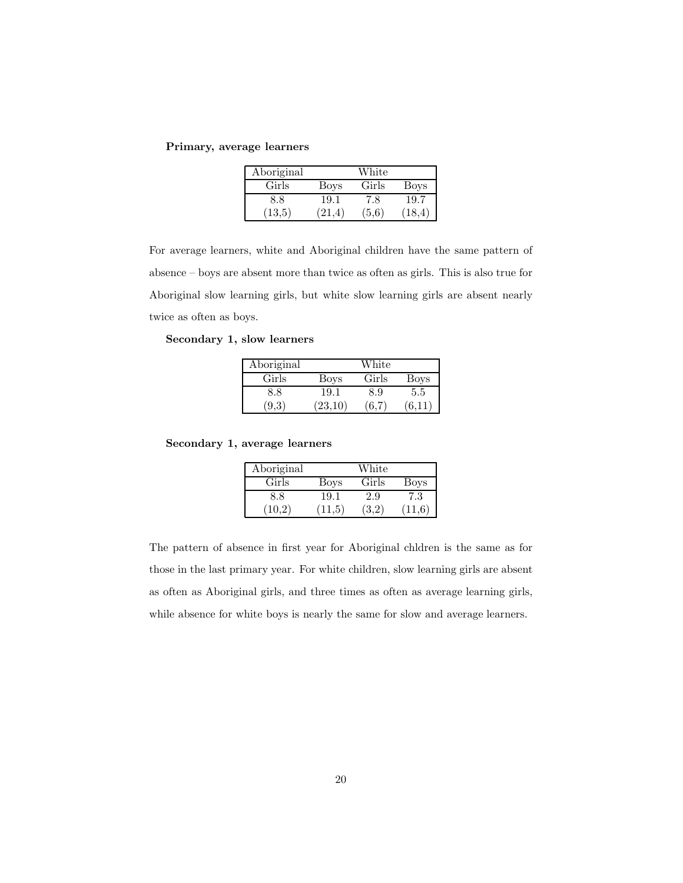**Primary, average learners**

| Aboriginal | | White | |
|---|---|---|---|
| Girls | Boys | Girls | Boys |
| 8.8 | 19.1 | 7.8 | 19.7 |
| (13,5) | (21,4) | (5,6) | (18,4) |

For average learners, white and Aboriginal children have the same pattern of absence – boys are absent more than twice as often as girls. This is also true for Aboriginal slow learning girls, but white slow learning girls are absent nearly twice as often as boys.

**Secondary 1, slow learners**

| Aboriginal | | White | |
|---|---|---|---|
| Girls | Boys | Girls | Boys |
| 8.8 | 19.1 | 8.9 | 5.5 |
| (9,3) | (23,10) | (6,7) | (6,11) |

**Secondary 1, average learners**

| Aboriginal | | White | |
|---|---|---|---|
| Girls | Boys | Girls | Boys |
| 8.8 | 19.1 | 2.9 | 7.3 |
| (10,2) | (11,5) | (3,2) | (11,6) |

The pattern of absence in first year for Aboriginal chldren is the same as for those in the last primary year. For white children, slow learning girls are absent as often as Aboriginal girls, and three times as often as average learning girls, while absence for white boys is nearly the same for slow and average learners.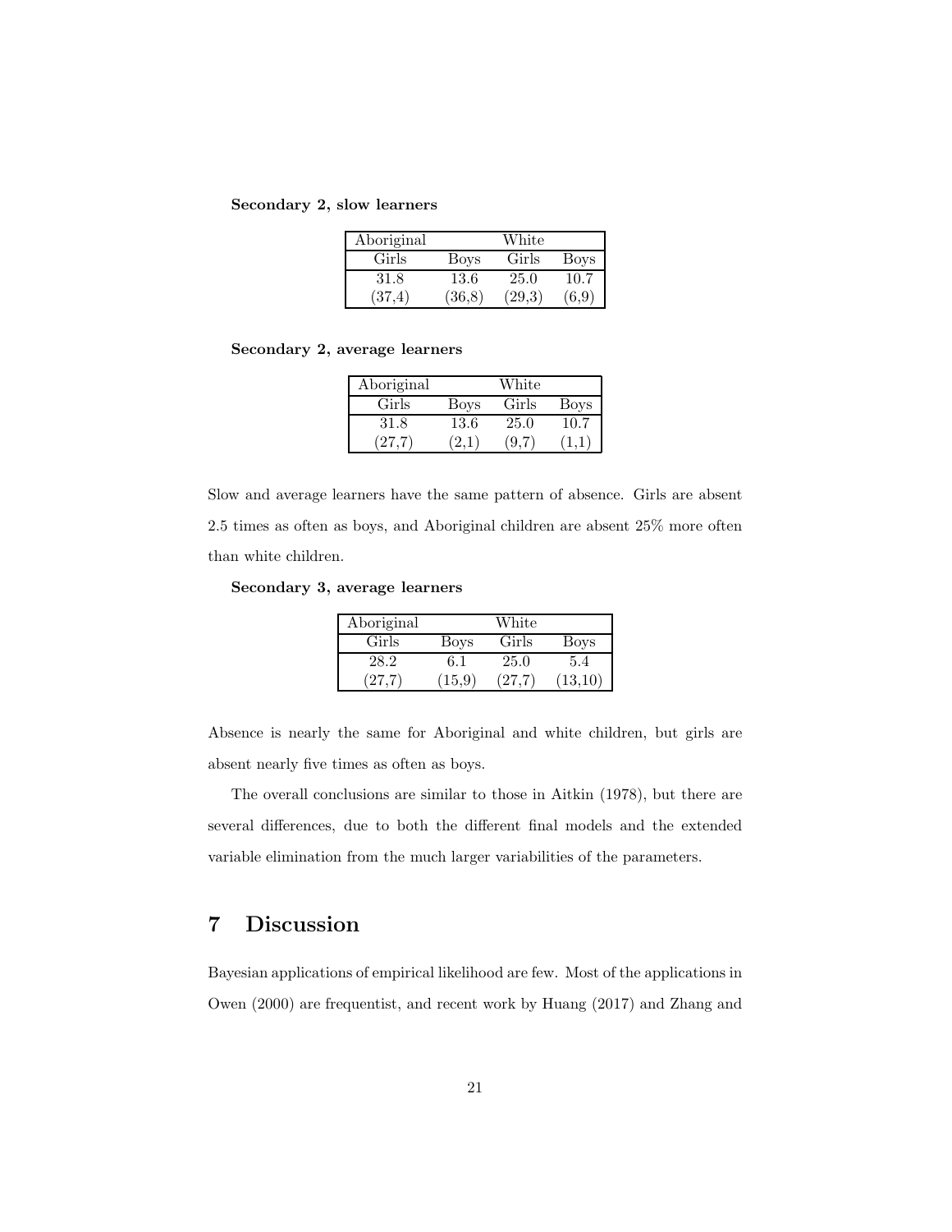**Secondary 2, slow learners**

| Aboriginal | | White | |
|---|---|---|---|
| Girls | Boys | Girls | Boys |
| 31.8 | 13.6 | 25.0 | 10.7 |
| (37,4) | (36,8) | (29,3) | (6,9) |

**Secondary 2, average learners**

| Aboriginal | | White | |
|---|---|---|---|
| Girls | Boys | Girls | Boys |
| 31.8 | 13.6 | 25.0 | 10.7 |
| (27,7) | (2,1) | (9,7) | (1,1) |

Slow and average learners have the same pattern of absence. Girls are absent 2.5 times as often as boys, and Aboriginal children are absent 25% more often than white children.

**Secondary 3, average learners**

| Aboriginal | | White | |
|---|---|---|---|
| Girls | Boys | Girls | Boys |
| 28.2 | 6.1 | 25.0 | 5.4 |
| (27,7) | (15,9) | (27,7) | (13,10) |

Absence is nearly the same for Aboriginal and white children, but girls are absent nearly five times as often as boys.

The overall conclusions are similar to those in Aitkin (1978), but there are several differences, due to both the different final models and the extended variable elimination from the much larger variabilities of the parameters.

# 7 Discussion

Bayesian applications of empirical likelihood are few. Most of the applications in Owen (2000) are frequentist, and recent work by Huang (2017) and Zhang and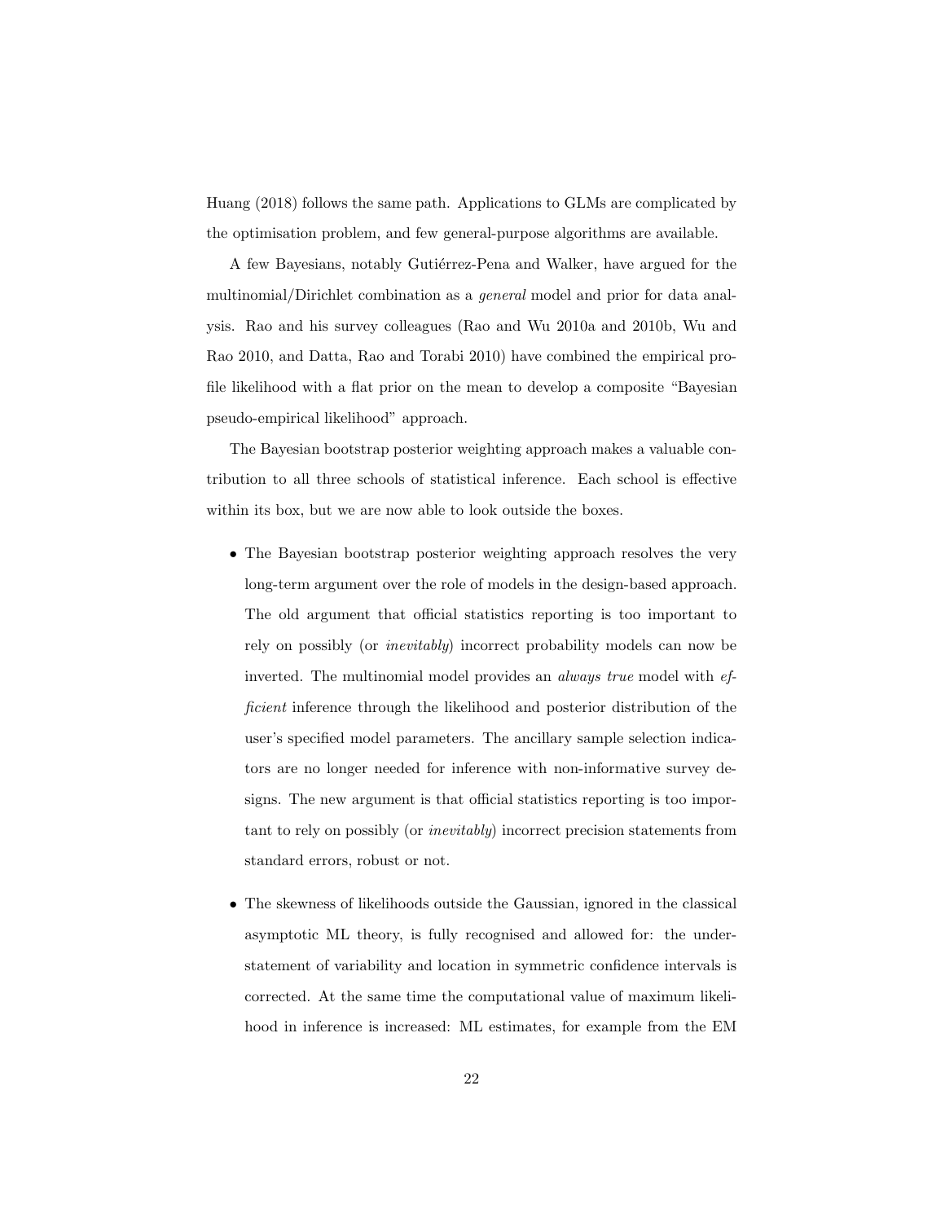Huang (2018) follows the same path. Applications to GLMs are complicated by the optimisation problem, and few general-purpose algorithms are available.

A few Bayesians, notably Gutiérrez-Pena and Walker, have argued for the multinomial/Dirichlet combination as a *general* model and prior for data analysis. Rao and his survey colleagues (Rao and Wu 2010a and 2010b, Wu and Rao 2010, and Datta, Rao and Torabi 2010) have combined the empirical profile likelihood with a flat prior on the mean to develop a composite "Bayesian pseudo-empirical likelihood" approach.

The Bayesian bootstrap posterior weighting approach makes a valuable contribution to all three schools of statistical inference. Each school is effective within its box, but we are now able to look outside the boxes.

- The Bayesian bootstrap posterior weighting approach resolves the very long-term argument over the role of models in the design-based approach. The old argument that official statistics reporting is too important to rely on possibly (or *inevitably*) incorrect probability models can now be inverted. The multinomial model provides an *always true* model with *efficient* inference through the likelihood and posterior distribution of the user's specified model parameters. The ancillary sample selection indicators are no longer needed for inference with non-informative survey designs. The new argument is that official statistics reporting is too important to rely on possibly (or *inevitably*) incorrect precision statements from standard errors, robust or not.

- The skewness of likelihoods outside the Gaussian, ignored in the classical asymptotic ML theory, is fully recognised and allowed for: the understatement of variability and location in symmetric confidence intervals is corrected. At the same time the computational value of maximum likelihood in inference is increased: ML estimates, for example from the EM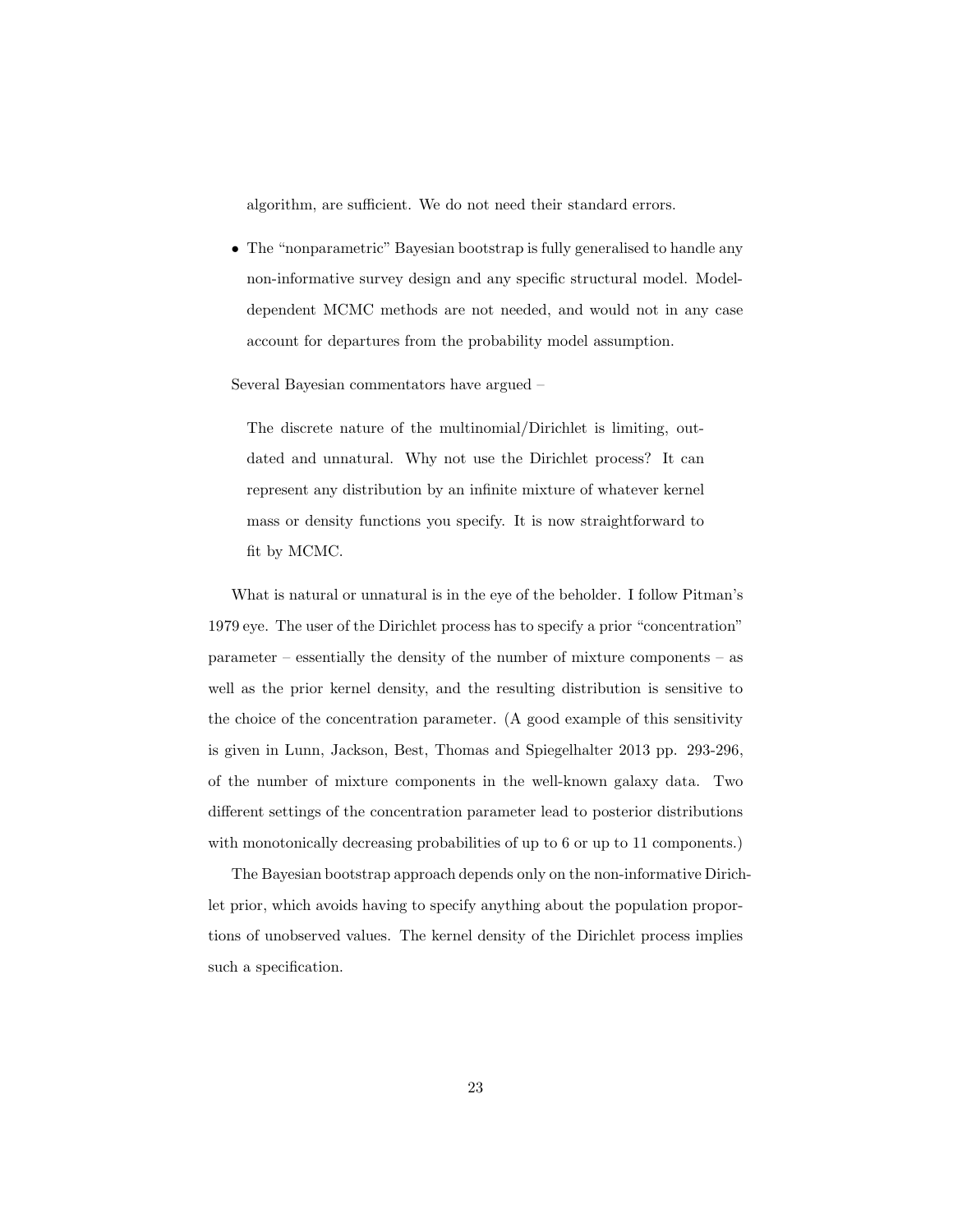algorithm, are sufficient. We do not need their standard errors.

- The "nonparametric" Bayesian bootstrap is fully generalised to handle any non-informative survey design and any specific structural model. Model-dependent MCMC methods are not needed, and would not in any case account for departures from the probability model assumption.

Several Bayesian commentators have argued –

> The discrete nature of the multinomial/Dirichlet is limiting, outdated and unnatural. Why not use the Dirichlet process? It can represent any distribution by an infinite mixture of whatever kernel mass or density functions you specify. It is now straightforward to fit by MCMC.

What is natural or unnatural is in the eye of the beholder. I follow Pitman's 1979 eye. The user of the Dirichlet process has to specify a prior "concentration" parameter – essentially the density of the number of mixture components – as well as the prior kernel density, and the resulting distribution is sensitive to the choice of the concentration parameter. (A good example of this sensitivity is given in Lunn, Jackson, Best, Thomas and Spiegelhalter 2013 pp. 293-296, of the number of mixture components in the well-known galaxy data. Two different settings of the concentration parameter lead to posterior distributions with monotonically decreasing probabilities of up to 6 or up to 11 components.)

The Bayesian bootstrap approach depends only on the non-informative Dirichlet prior, which avoids having to specify anything about the population proportions of unobserved values. The kernel density of the Dirichlet process implies such a specification.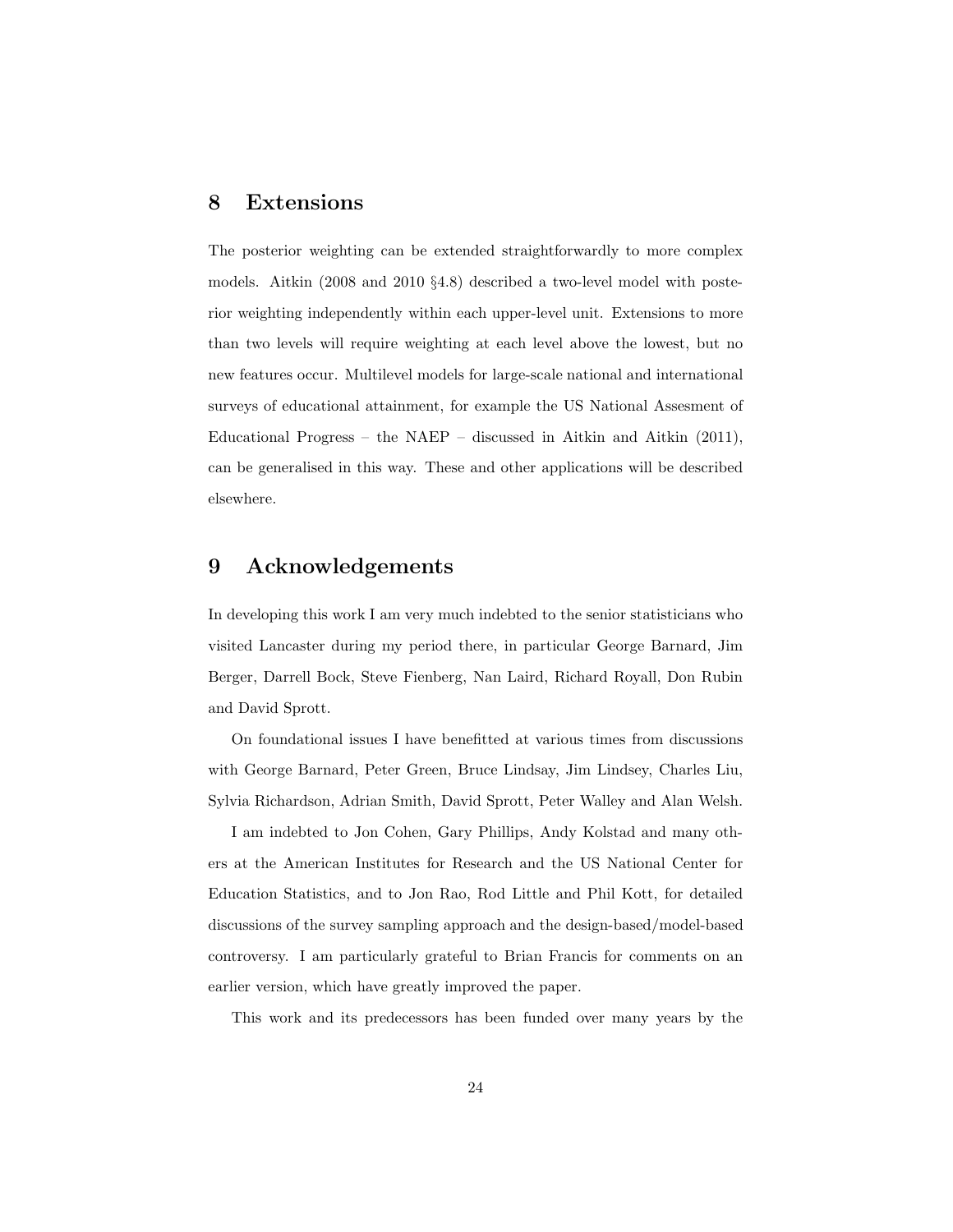## 8 Extensions

The posterior weighting can be extended straightforwardly to more complex models. Aitkin (2008 and 2010 §4.8) described a two-level model with posterior weighting independently within each upper-level unit. Extensions to more than two levels will require weighting at each level above the lowest, but no new features occur. Multilevel models for large-scale national and international surveys of educational attainment, for example the US National Assesment of Educational Progress – the NAEP – discussed in Aitkin and Aitkin (2011), can be generalised in this way. These and other applications will be described elsewhere.

## 9 Acknowledgements

In developing this work I am very much indebted to the senior statisticians who visited Lancaster during my period there, in particular George Barnard, Jim Berger, Darrell Bock, Steve Fienberg, Nan Laird, Richard Royall, Don Rubin and David Sprott.

On foundational issues I have benefitted at various times from discussions with George Barnard, Peter Green, Bruce Lindsay, Jim Lindsey, Charles Liu, Sylvia Richardson, Adrian Smith, David Sprott, Peter Walley and Alan Welsh.

I am indebted to Jon Cohen, Gary Phillips, Andy Kolstad and many others at the American Institutes for Research and the US National Center for Education Statistics, and to Jon Rao, Rod Little and Phil Kott, for detailed discussions of the survey sampling approach and the design-based/model-based controversy. I am particularly grateful to Brian Francis for comments on an earlier version, which have greatly improved the paper.

This work and its predecessors has been funded over many years by the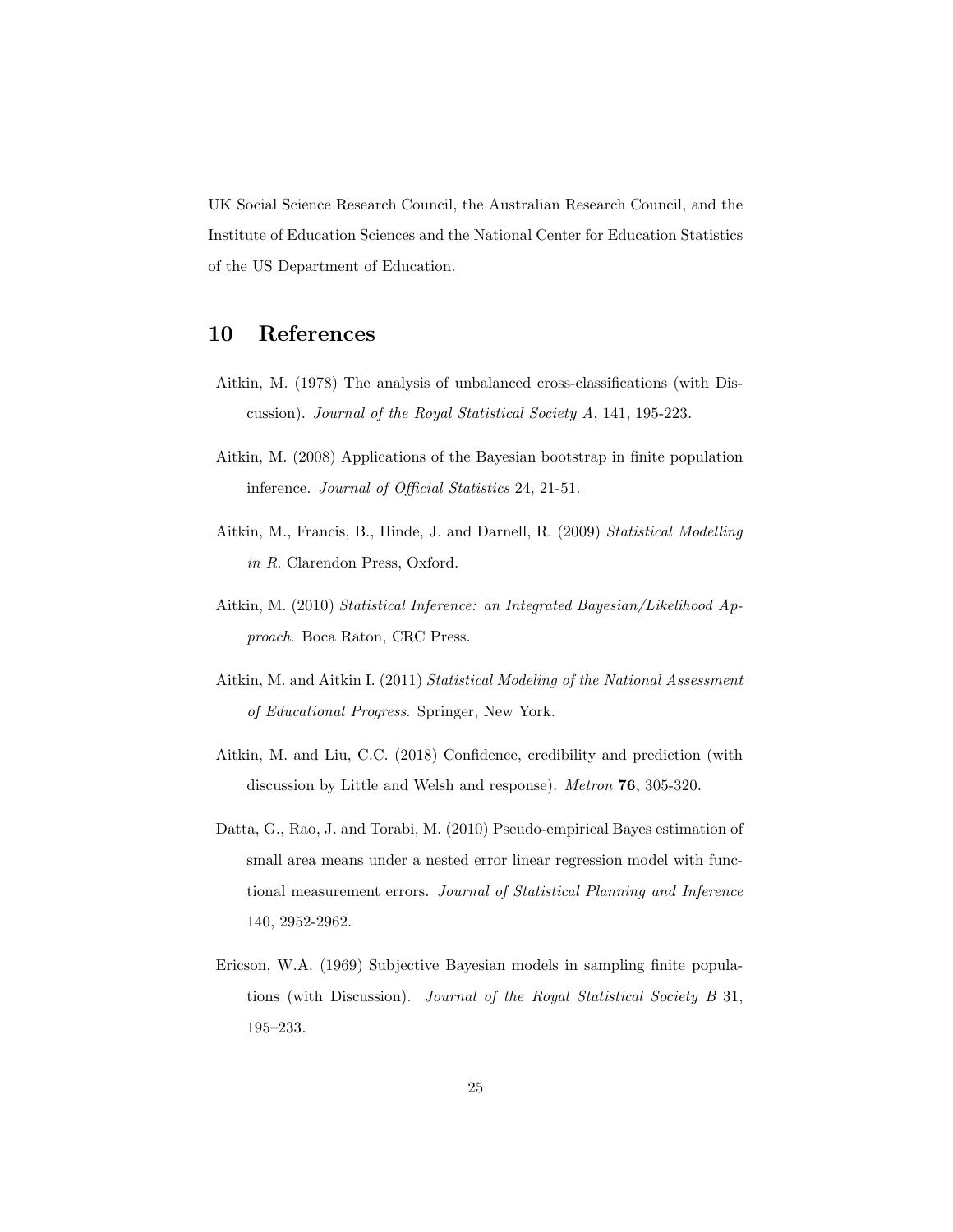UK Social Science Research Council, the Australian Research Council, and the Institute of Education Sciences and the National Center for Education Statistics of the US Department of Education.

## 10 References

Aitkin, M. (1978) The analysis of unbalanced cross-classifications (with Discussion). *Journal of the Royal Statistical Society A*, 141, 195-223.

Aitkin, M. (2008) Applications of the Bayesian bootstrap in finite population inference. *Journal of Official Statistics* 24, 21-51.

Aitkin, M., Francis, B., Hinde, J. and Darnell, R. (2009) *Statistical Modelling in R*. Clarendon Press, Oxford.

Aitkin, M. (2010) *Statistical Inference: an Integrated Bayesian/Likelihood Approach*. Boca Raton, CRC Press.

Aitkin, M. and Aitkin I. (2011) *Statistical Modeling of the National Assessment of Educational Progress*. Springer, New York.

Aitkin, M. and Liu, C.C. (2018) Confidence, credibility and prediction (with discussion by Little and Welsh and response). *Metron* **76**, 305-320.

Datta, G., Rao, J. and Torabi, M. (2010) Pseudo-empirical Bayes estimation of small area means under a nested error linear regression model with functional measurement errors. *Journal of Statistical Planning and Inference* 140, 2952-2962.

Ericson, W.A. (1969) Subjective Bayesian models in sampling finite populations (with Discussion). *Journal of the Royal Statistical Society B* 31, 195–233.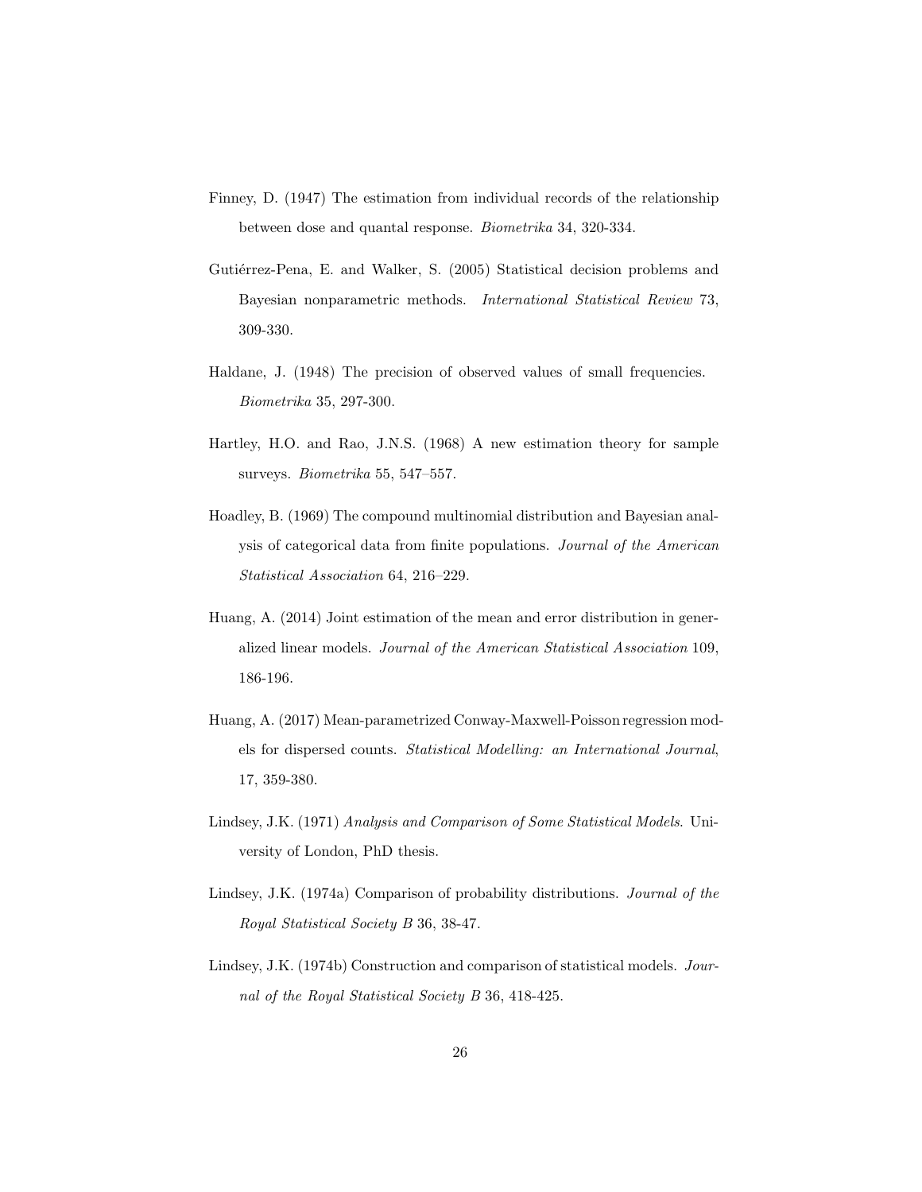Finney, D. (1947) The estimation from individual records of the relationship between dose and quantal response. *Biometrika* 34, 320-334.

Gutiérrez-Pena, E. and Walker, S. (2005) Statistical decision problems and Bayesian nonparametric methods. *International Statistical Review* 73, 309-330.

Haldane, J. (1948) The precision of observed values of small frequencies. *Biometrika* 35, 297-300.

Hartley, H.O. and Rao, J.N.S. (1968) A new estimation theory for sample surveys. *Biometrika* 55, 547–557.

Hoadley, B. (1969) The compound multinomial distribution and Bayesian analysis of categorical data from finite populations. *Journal of the American Statistical Association* 64, 216–229.

Huang, A. (2014) Joint estimation of the mean and error distribution in generalized linear models. *Journal of the American Statistical Association* 109, 186-196.

Huang, A. (2017) Mean-parametrized Conway-Maxwell-Poisson regression models for dispersed counts. *Statistical Modelling: an International Journal*, 17, 359-380.

Lindsey, J.K. (1971) *Analysis and Comparison of Some Statistical Models*. University of London, PhD thesis.

Lindsey, J.K. (1974a) Comparison of probability distributions. *Journal of the Royal Statistical Society B* 36, 38-47.

Lindsey, J.K. (1974b) Construction and comparison of statistical models. *Journal of the Royal Statistical Society B* 36, 418-425.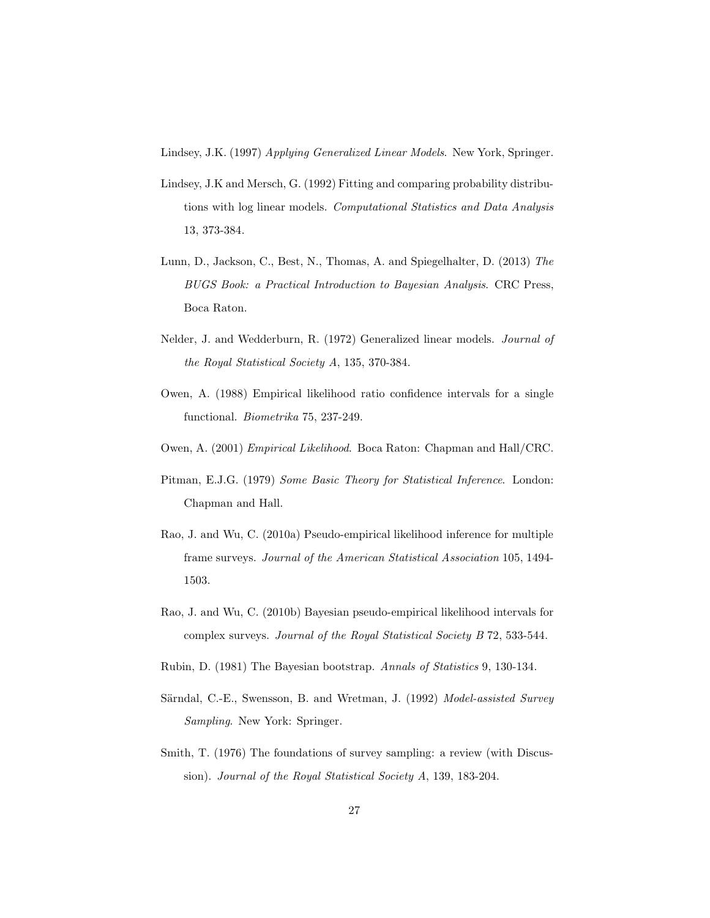Lindsey, J.K. (1997) *Applying Generalized Linear Models*. New York, Springer.

Lindsey, J.K and Mersch, G. (1992) Fitting and comparing probability distributions with log linear models. *Computational Statistics and Data Analysis* 13, 373-384.

Lunn, D., Jackson, C., Best, N., Thomas, A. and Spiegelhalter, D. (2013) *The BUGS Book: a Practical Introduction to Bayesian Analysis*. CRC Press, Boca Raton.

Nelder, J. and Wedderburn, R. (1972) Generalized linear models. *Journal of the Royal Statistical Society A*, 135, 370-384.

Owen, A. (1988) Empirical likelihood ratio confidence intervals for a single functional. *Biometrika* 75, 237-249.

Owen, A. (2001) *Empirical Likelihood*. Boca Raton: Chapman and Hall/CRC.

Pitman, E.J.G. (1979) *Some Basic Theory for Statistical Inference*. London: Chapman and Hall.

Rao, J. and Wu, C. (2010a) Pseudo-empirical likelihood inference for multiple frame surveys. *Journal of the American Statistical Association* 105, 1494-1503.

Rao, J. and Wu, C. (2010b) Bayesian pseudo-empirical likelihood intervals for complex surveys. *Journal of the Royal Statistical Society B* 72, 533-544.

Rubin, D. (1981) The Bayesian bootstrap. *Annals of Statistics* 9, 130-134.

Särndal, C.-E., Swensson, B. and Wretman, J. (1992) *Model-assisted Survey Sampling*. New York: Springer.

Smith, T. (1976) The foundations of survey sampling: a review (with Discussion). *Journal of the Royal Statistical Society A*, 139, 183-204.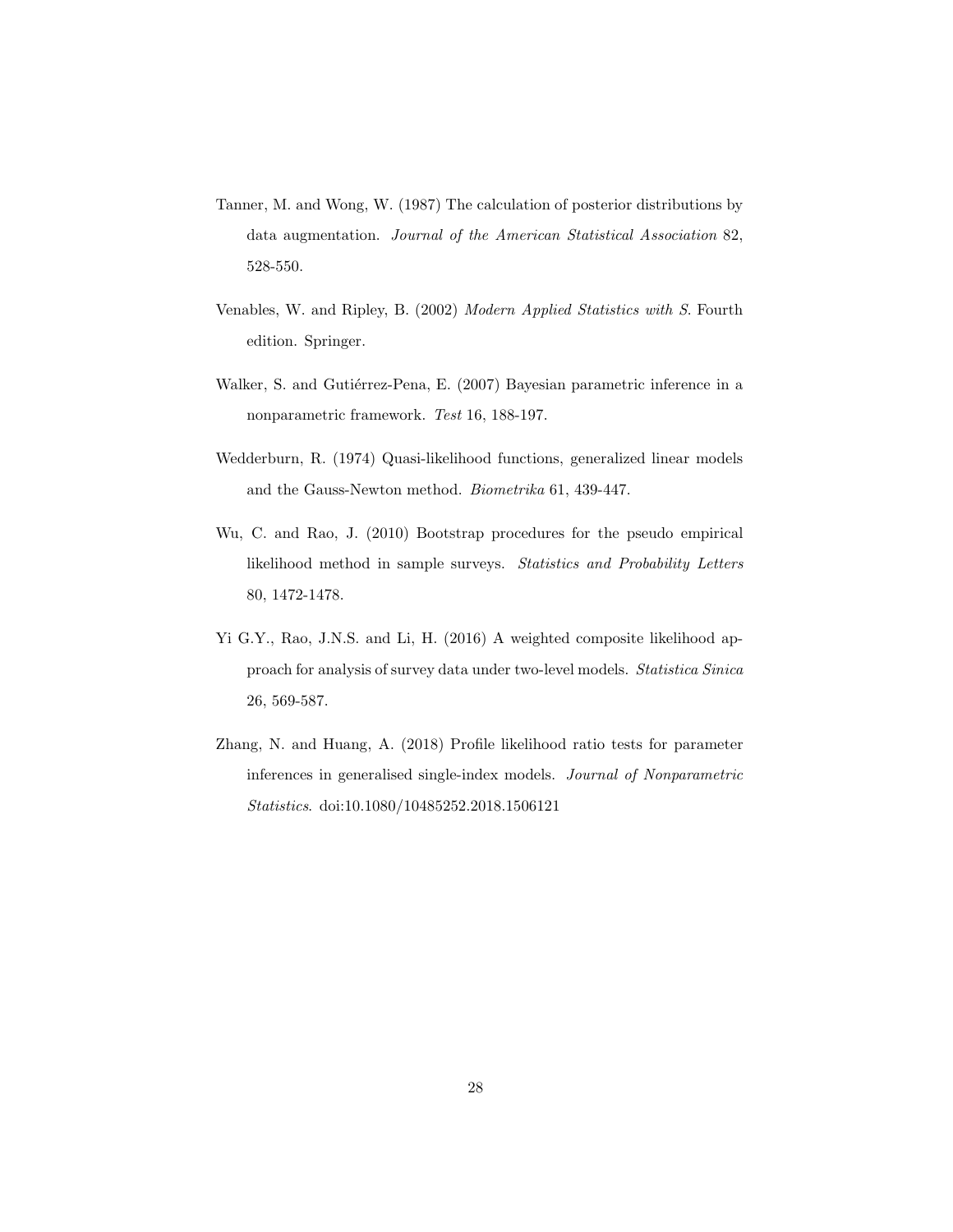Tanner, M. and Wong, W. (1987) The calculation of posterior distributions by data augmentation. *Journal of the American Statistical Association* 82, 528-550.

Venables, W. and Ripley, B. (2002) *Modern Applied Statistics with S*. Fourth edition. Springer.

Walker, S. and Gutiérrez-Pena, E. (2007) Bayesian parametric inference in a nonparametric framework. *Test* 16, 188-197.

Wedderburn, R. (1974) Quasi-likelihood functions, generalized linear models and the Gauss-Newton method. *Biometrika* 61, 439-447.

Wu, C. and Rao, J. (2010) Bootstrap procedures for the pseudo empirical likelihood method in sample surveys. *Statistics and Probability Letters* 80, 1472-1478.

Yi G.Y., Rao, J.N.S. and Li, H. (2016) A weighted composite likelihood approach for analysis of survey data under two-level models. *Statistica Sinica* 26, 569-587.

Zhang, N. and Huang, A. (2018) Profile likelihood ratio tests for parameter inferences in generalised single-index models. *Journal of Nonparametric Statistics*. doi:10.1080/10485252.2018.1506121